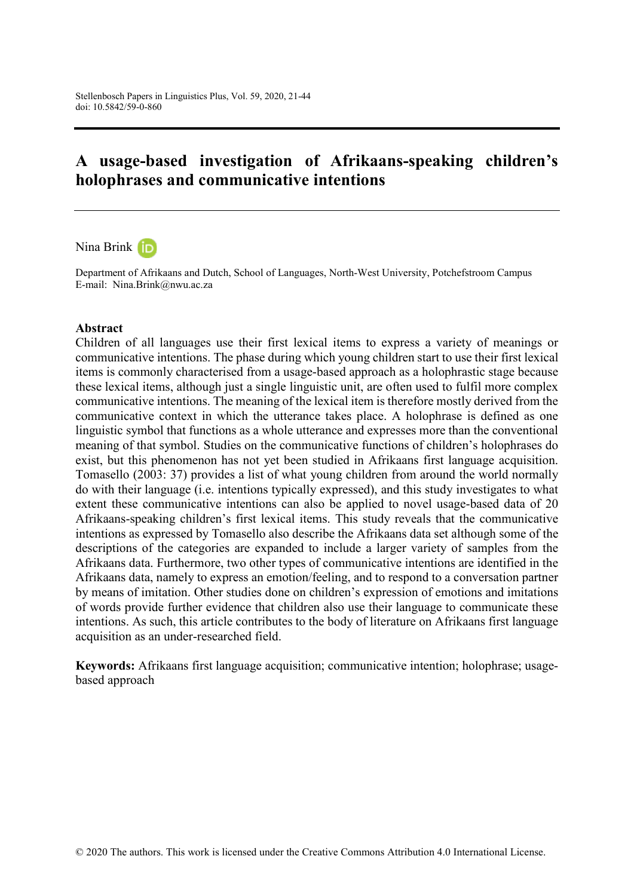# A usage-based investigation of Afrikaans-speaking children's holophrases and communicative intentions

Nina Brink

Department of Afrikaans and Dutch, School of Languages, North-West University, Potchefstroom Campus
E-mail: Nina.Brink@nwu.ac.za

## Abstract

Children of all languages use their first lexical items to express a variety of meanings or communicative intentions. The phase during which young children start to use their first lexical items is commonly characterised from a usage-based approach as a holophrastic stage because these lexical items, although just a single linguistic unit, are often used to fulfil more complex communicative intentions. The meaning of the lexical item is therefore mostly derived from the communicative context in which the utterance takes place. A holophrase is defined as one linguistic symbol that functions as a whole utterance and expresses more than the conventional meaning of that symbol. Studies on the communicative functions of children's holophrases do exist, but this phenomenon has not yet been studied in Afrikaans first language acquisition. Tomasello (2003: 37) provides a list of what young children from around the world normally do with their language (i.e. intentions typically expressed), and this study investigates to what extent these communicative intentions can also be applied to novel usage-based data of 20 Afrikaans-speaking children's first lexical items. This study reveals that the communicative intentions as expressed by Tomasello also describe the Afrikaans data set although some of the descriptions of the categories are expanded to include a larger variety of samples from the Afrikaans data. Furthermore, two other types of communicative intentions are identified in the Afrikaans data, namely to express an emotion/feeling, and to respond to a conversation partner by means of imitation. Other studies done on children's expression of emotions and imitations of words provide further evidence that children also use their language to communicate these intentions. As such, this article contributes to the body of literature on Afrikaans first language acquisition as an under-researched field.

**Keywords:** Afrikaans first language acquisition; communicative intention; holophrase; usage-based approach

© 2020 The authors. This work is licensed under the Creative Commons Attribution 4.0 International License.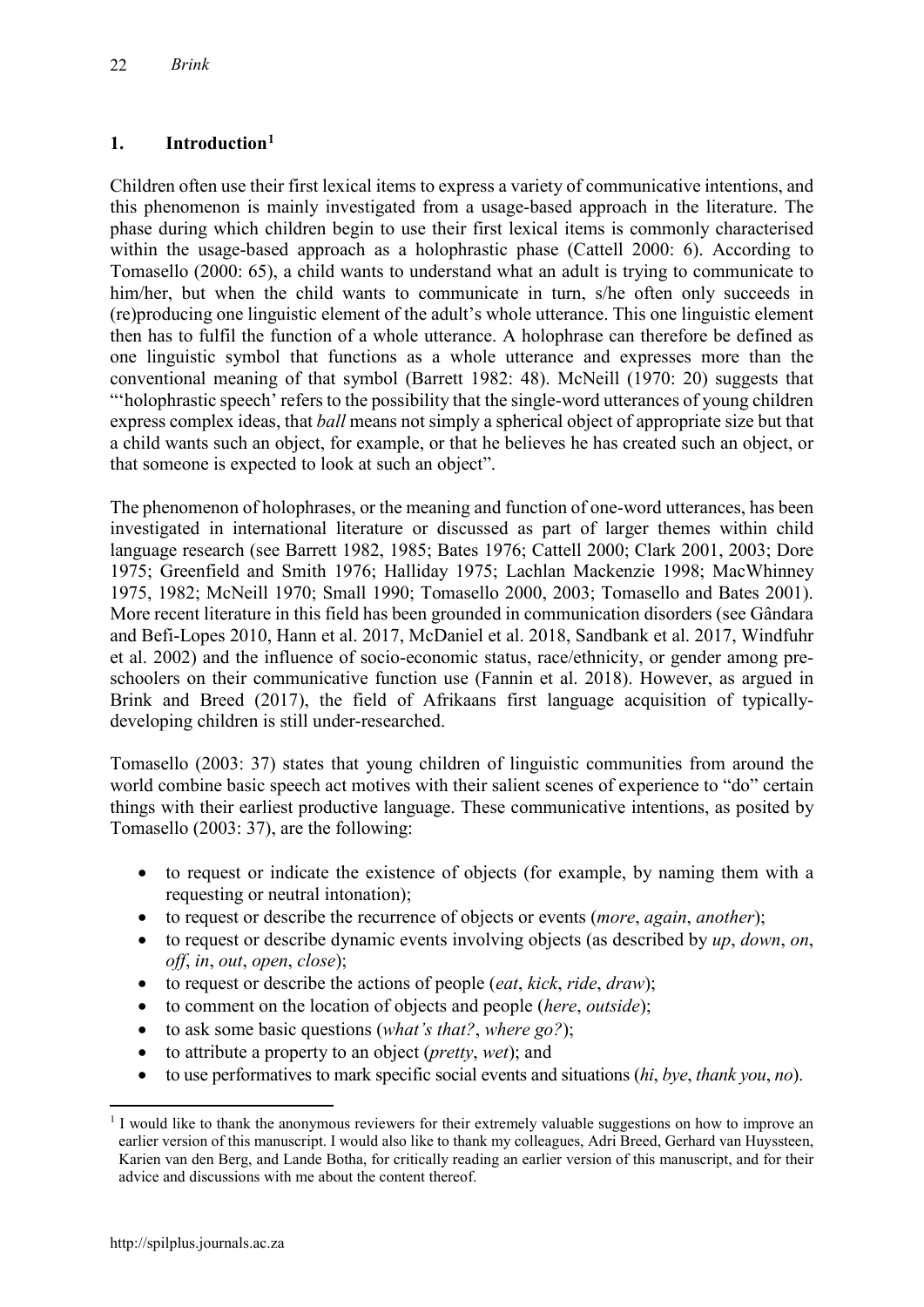## 1. Introduction[1]

Children often use their first lexical items to express a variety of communicative intentions, and this phenomenon is mainly investigated from a usage-based approach in the literature. The phase during which children begin to use their first lexical items is commonly characterised within the usage-based approach as a holophrastic phase (Cattell 2000: 6). According to Tomasello (2000: 65), a child wants to understand what an adult is trying to communicate to him/her, but when the child wants to communicate in turn, s/he often only succeeds in (re)producing one linguistic element of the adult's whole utterance. This one linguistic element then has to fulfil the function of a whole utterance. A holophrase can therefore be defined as one linguistic symbol that functions as a whole utterance and expresses more than the conventional meaning of that symbol (Barrett 1982: 48). McNeill (1970: 20) suggests that "'holophrastic speech' refers to the possibility that the single-word utterances of young children express complex ideas, that *ball* means not simply a spherical object of appropriate size but that a child wants such an object, for example, or that he believes he has created such an object, or that someone is expected to look at such an object".

The phenomenon of holophrases, or the meaning and function of one-word utterances, has been investigated in international literature or discussed as part of larger themes within child language research (see Barrett 1982, 1985; Bates 1976; Cattell 2000; Clark 2001, 2003; Dore 1975; Greenfield and Smith 1976; Halliday 1975; Lachlan Mackenzie 1998; MacWhinney 1975, 1982; McNeill 1970; Small 1990; Tomasello 2000, 2003; Tomasello and Bates 2001). More recent literature in this field has been grounded in communication disorders (see Gândara and Befi-Lopes 2010, Hann et al. 2017, McDaniel et al. 2018, Sandbank et al. 2017, Windfuhr et al. 2002) and the influence of socio-economic status, race/ethnicity, or gender among pre-schoolers on their communicative function use (Fannin et al. 2018). However, as argued in Brink and Breed (2017), the field of Afrikaans first language acquisition of typically-developing children is still under-researched.

Tomasello (2003: 37) states that young children of linguistic communities from around the world combine basic speech act motives with their salient scenes of experience to "do" certain things with their earliest productive language. These communicative intentions, as posited by Tomasello (2003: 37), are the following:

- to request or indicate the existence of objects (for example, by naming them with a requesting or neutral intonation);
- to request or describe the recurrence of objects or events (*more*, *again*, *another*);
- to request or describe dynamic events involving objects (as described by *up*, *down*, *on*, *off*, *in*, *out*, *open*, *close*);
- to request or describe the actions of people (*eat*, *kick*, *ride*, *draw*);
- to comment on the location of objects and people (*here*, *outside*);
- to ask some basic questions (*what's that?*, *where go?*);
- to attribute a property to an object (*pretty*, *wet*); and
- to use performatives to mark specific social events and situations (*hi*, *bye*, *thank you*, *no*).

[1] I would like to thank the anonymous reviewers for their extremely valuable suggestions on how to improve an earlier version of this manuscript. I would also like to thank my colleagues, Adri Breed, Gerhard van Huyssteen, Karien van den Berg, and Lande Botha, for critically reading an earlier version of this manuscript, and for their advice and discussions with me about the content thereof.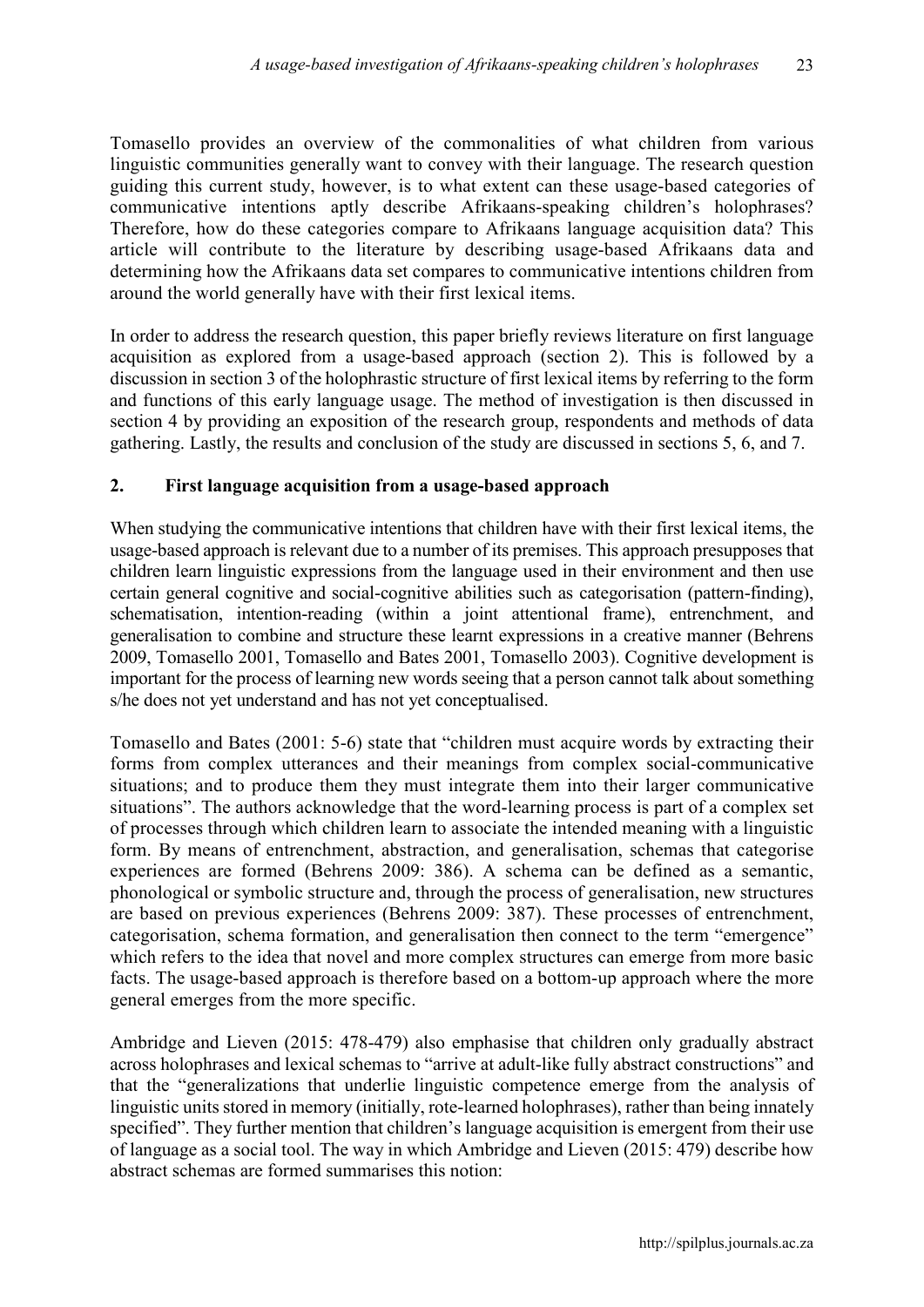Tomasello provides an overview of the commonalities of what children from various linguistic communities generally want to convey with their language. The research question guiding this current study, however, is to what extent can these usage-based categories of communicative intentions aptly describe Afrikaans-speaking children's holophrases? Therefore, how do these categories compare to Afrikaans language acquisition data? This article will contribute to the literature by describing usage-based Afrikaans data and determining how the Afrikaans data set compares to communicative intentions children from around the world generally have with their first lexical items.

In order to address the research question, this paper briefly reviews literature on first language acquisition as explored from a usage-based approach (section 2). This is followed by a discussion in section 3 of the holophrastic structure of first lexical items by referring to the form and functions of this early language usage. The method of investigation is then discussed in section 4 by providing an exposition of the research group, respondents and methods of data gathering. Lastly, the results and conclusion of the study are discussed in sections 5, 6, and 7.

## 2. First language acquisition from a usage-based approach

When studying the communicative intentions that children have with their first lexical items, the usage-based approach is relevant due to a number of its premises. This approach presupposes that children learn linguistic expressions from the language used in their environment and then use certain general cognitive and social-cognitive abilities such as categorisation (pattern-finding), schematisation, intention-reading (within a joint attentional frame), entrenchment, and generalisation to combine and structure these learnt expressions in a creative manner (Behrens 2009, Tomasello 2001, Tomasello and Bates 2001, Tomasello 2003). Cognitive development is important for the process of learning new words seeing that a person cannot talk about something s/he does not yet understand and has not yet conceptualised.

Tomasello and Bates (2001: 5-6) state that "children must acquire words by extracting their forms from complex utterances and their meanings from complex social-communicative situations; and to produce them they must integrate them into their larger communicative situations". The authors acknowledge that the word-learning process is part of a complex set of processes through which children learn to associate the intended meaning with a linguistic form. By means of entrenchment, abstraction, and generalisation, schemas that categorise experiences are formed (Behrens 2009: 386). A schema can be defined as a semantic, phonological or symbolic structure and, through the process of generalisation, new structures are based on previous experiences (Behrens 2009: 387). These processes of entrenchment, categorisation, schema formation, and generalisation then connect to the term "emergence" which refers to the idea that novel and more complex structures can emerge from more basic facts. The usage-based approach is therefore based on a bottom-up approach where the more general emerges from the more specific.

Ambridge and Lieven (2015: 478-479) also emphasise that children only gradually abstract across holophrases and lexical schemas to "arrive at adult-like fully abstract constructions" and that the "generalizations that underlie linguistic competence emerge from the analysis of linguistic units stored in memory (initially, rote-learned holophrases), rather than being innately specified". They further mention that children's language acquisition is emergent from their use of language as a social tool. The way in which Ambridge and Lieven (2015: 479) describe how abstract schemas are formed summarises this notion: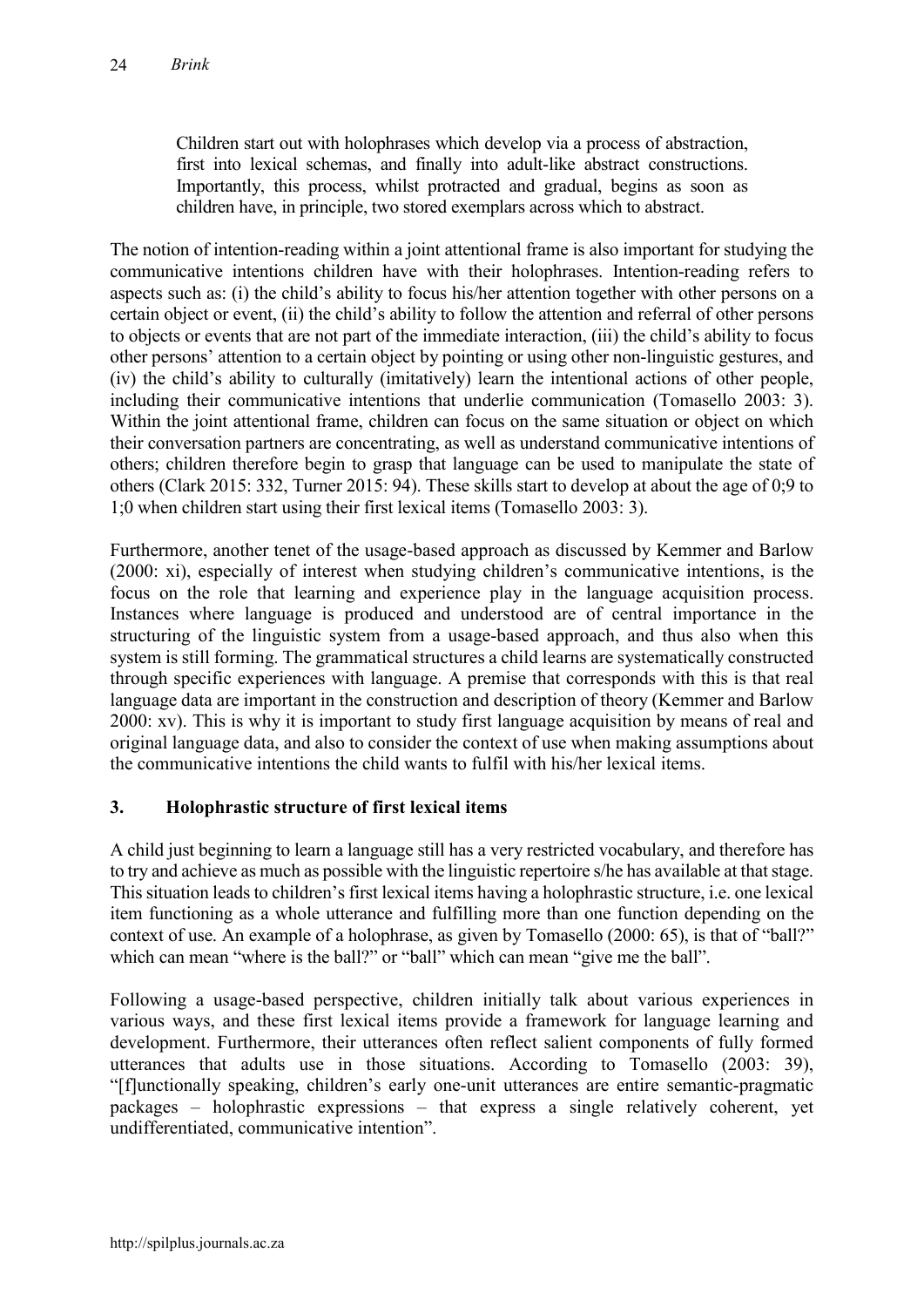> Children start out with holophrases which develop via a process of abstraction, first into lexical schemas, and finally into adult-like abstract constructions. Importantly, this process, whilst protracted and gradual, begins as soon as children have, in principle, two stored exemplars across which to abstract.

The notion of intention-reading within a joint attentional frame is also important for studying the communicative intentions children have with their holophrases. Intention-reading refers to aspects such as: (i) the child's ability to focus his/her attention together with other persons on a certain object or event, (ii) the child's ability to follow the attention and referral of other persons to objects or events that are not part of the immediate interaction, (iii) the child's ability to focus other persons' attention to a certain object by pointing or using other non-linguistic gestures, and (iv) the child's ability to culturally (imitatively) learn the intentional actions of other people, including their communicative intentions that underlie communication (Tomasello 2003: 3). Within the joint attentional frame, children can focus on the same situation or object on which their conversation partners are concentrating, as well as understand communicative intentions of others; children therefore begin to grasp that language can be used to manipulate the state of others (Clark 2015: 332, Turner 2015: 94). These skills start to develop at about the age of 0;9 to 1;0 when children start using their first lexical items (Tomasello 2003: 3).

Furthermore, another tenet of the usage-based approach as discussed by Kemmer and Barlow (2000: xi), especially of interest when studying children's communicative intentions, is the focus on the role that learning and experience play in the language acquisition process. Instances where language is produced and understood are of central importance in the structuring of the linguistic system from a usage-based approach, and thus also when this system is still forming. The grammatical structures a child learns are systematically constructed through specific experiences with language. A premise that corresponds with this is that real language data are important in the construction and description of theory (Kemmer and Barlow 2000: xv). This is why it is important to study first language acquisition by means of real and original language data, and also to consider the context of use when making assumptions about the communicative intentions the child wants to fulfil with his/her lexical items.

## 3. Holophrastic structure of first lexical items

A child just beginning to learn a language still has a very restricted vocabulary, and therefore has to try and achieve as much as possible with the linguistic repertoire s/he has available at that stage. This situation leads to children's first lexical items having a holophrastic structure, i.e. one lexical item functioning as a whole utterance and fulfilling more than one function depending on the context of use. An example of a holophrase, as given by Tomasello (2000: 65), is that of "ball?" which can mean "where is the ball?" or "ball" which can mean "give me the ball".

Following a usage-based perspective, children initially talk about various experiences in various ways, and these first lexical items provide a framework for language learning and development. Furthermore, their utterances often reflect salient components of fully formed utterances that adults use in those situations. According to Tomasello (2003: 39), "[f]unctionally speaking, children's early one-unit utterances are entire semantic-pragmatic packages – holophrastic expressions – that express a single relatively coherent, yet undifferentiated, communicative intention".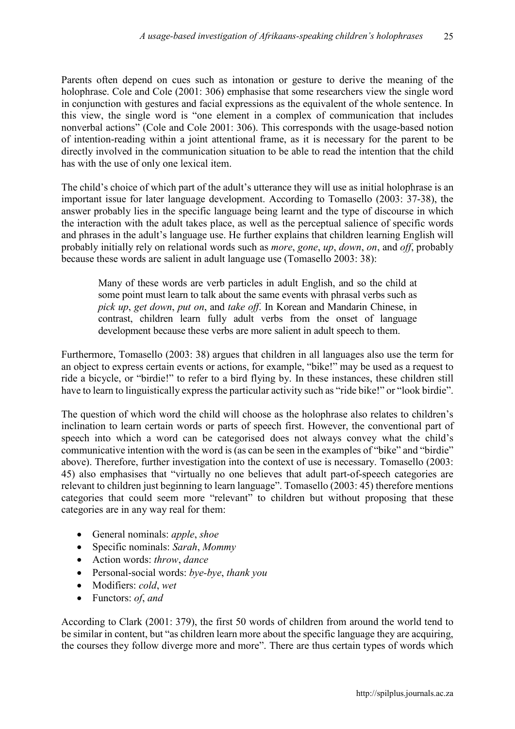Parents often depend on cues such as intonation or gesture to derive the meaning of the holophrase. Cole and Cole (2001: 306) emphasise that some researchers view the single word in conjunction with gestures and facial expressions as the equivalent of the whole sentence. In this view, the single word is "one element in a complex of communication that includes nonverbal actions" (Cole and Cole 2001: 306). This corresponds with the usage-based notion of intention-reading within a joint attentional frame, as it is necessary for the parent to be directly involved in the communication situation to be able to read the intention that the child has with the use of only one lexical item.

The child's choice of which part of the adult's utterance they will use as initial holophrase is an important issue for later language development. According to Tomasello (2003: 37-38), the answer probably lies in the specific language being learnt and the type of discourse in which the interaction with the adult takes place, as well as the perceptual salience of specific words and phrases in the adult's language use. He further explains that children learning English will probably initially rely on relational words such as *more*, *gone*, *up*, *down*, *on*, and *off*, probably because these words are salient in adult language use (Tomasello 2003: 38):

> Many of these words are verb particles in adult English, and so the child at some point must learn to talk about the same events with phrasal verbs such as *pick up*, *get down*, *put on*, and *take off*. In Korean and Mandarin Chinese, in contrast, children learn fully adult verbs from the onset of language development because these verbs are more salient in adult speech to them.

Furthermore, Tomasello (2003: 38) argues that children in all languages also use the term for an object to express certain events or actions, for example, "bike!" may be used as a request to ride a bicycle, or "birdie!" to refer to a bird flying by. In these instances, these children still have to learn to linguistically express the particular activity such as "ride bike!" or "look birdie".

The question of which word the child will choose as the holophrase also relates to children's inclination to learn certain words or parts of speech first. However, the conventional part of speech into which a word can be categorised does not always convey what the child's communicative intention with the word is (as can be seen in the examples of "bike" and "birdie" above). Therefore, further investigation into the context of use is necessary. Tomasello (2003: 45) also emphasises that "virtually no one believes that adult part-of-speech categories are relevant to children just beginning to learn language". Tomasello (2003: 45) therefore mentions categories that could seem more "relevant" to children but without proposing that these categories are in any way real for them:

- General nominals: *apple*, *shoe*
- Specific nominals: *Sarah*, *Mommy*
- Action words: *throw*, *dance*
- Personal-social words: *bye-bye*, *thank you*
- Modifiers: *cold*, *wet*
- Functors: *of*, *and*

According to Clark (2001: 379), the first 50 words of children from around the world tend to be similar in content, but "as children learn more about the specific language they are acquiring, the courses they follow diverge more and more". There are thus certain types of words which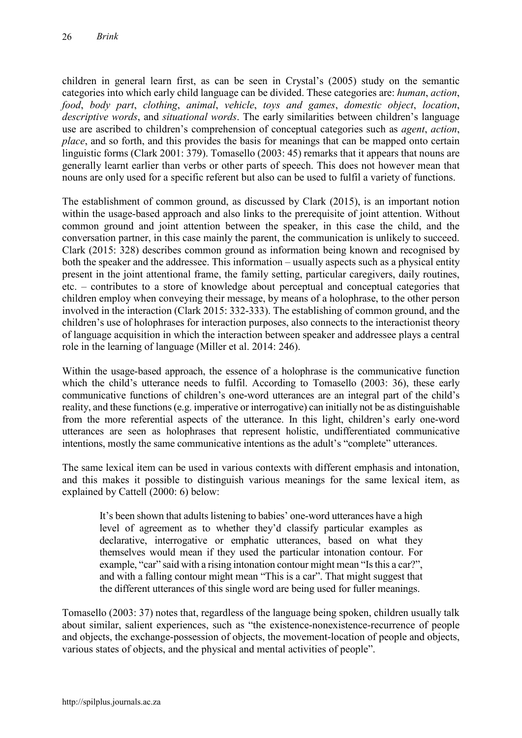children in general learn first, as can be seen in Crystal's (2005) study on the semantic categories into which early child language can be divided. These categories are: *human*, *action*, *food*, *body part*, *clothing*, *animal*, *vehicle*, *toys and games*, *domestic object*, *location*, *descriptive words*, and *situational words*. The early similarities between children's language use are ascribed to children's comprehension of conceptual categories such as *agent*, *action*, *place*, and so forth, and this provides the basis for meanings that can be mapped onto certain linguistic forms (Clark 2001: 379). Tomasello (2003: 45) remarks that it appears that nouns are generally learnt earlier than verbs or other parts of speech. This does not however mean that nouns are only used for a specific referent but also can be used to fulfil a variety of functions.

The establishment of common ground, as discussed by Clark (2015), is an important notion within the usage-based approach and also links to the prerequisite of joint attention. Without common ground and joint attention between the speaker, in this case the child, and the conversation partner, in this case mainly the parent, the communication is unlikely to succeed. Clark (2015: 328) describes common ground as information being known and recognised by both the speaker and the addressee. This information – usually aspects such as a physical entity present in the joint attentional frame, the family setting, particular caregivers, daily routines, etc. – contributes to a store of knowledge about perceptual and conceptual categories that children employ when conveying their message, by means of a holophrase, to the other person involved in the interaction (Clark 2015: 332-333). The establishing of common ground, and the children's use of holophrases for interaction purposes, also connects to the interactionist theory of language acquisition in which the interaction between speaker and addressee plays a central role in the learning of language (Miller et al. 2014: 246).

Within the usage-based approach, the essence of a holophrase is the communicative function which the child's utterance needs to fulfil. According to Tomasello (2003: 36), these early communicative functions of children's one-word utterances are an integral part of the child's reality, and these functions (e.g. imperative or interrogative) can initially not be as distinguishable from the more referential aspects of the utterance. In this light, children's early one-word utterances are seen as holophrases that represent holistic, undifferentiated communicative intentions, mostly the same communicative intentions as the adult's "complete" utterances.

The same lexical item can be used in various contexts with different emphasis and intonation, and this makes it possible to distinguish various meanings for the same lexical item, as explained by Cattell (2000: 6) below:

> It's been shown that adults listening to babies' one-word utterances have a high level of agreement as to whether they'd classify particular examples as declarative, interrogative or emphatic utterances, based on what they themselves would mean if they used the particular intonation contour. For example, "car" said with a rising intonation contour might mean "Is this a car?", and with a falling contour might mean "This is a car". That might suggest that the different utterances of this single word are being used for fuller meanings.

Tomasello (2003: 37) notes that, regardless of the language being spoken, children usually talk about similar, salient experiences, such as "the existence-nonexistence-recurrence of people and objects, the exchange-possession of objects, the movement-location of people and objects, various states of objects, and the physical and mental activities of people".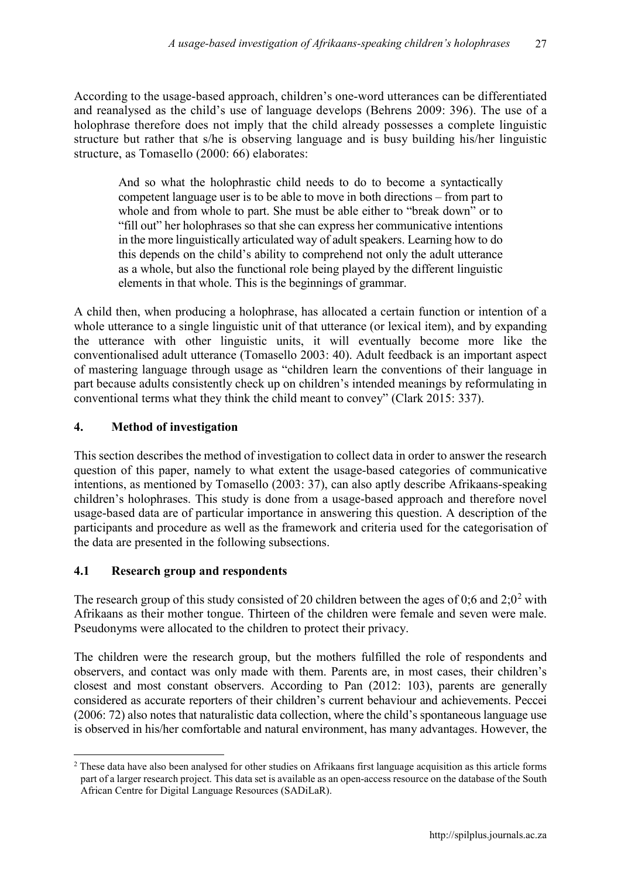According to the usage-based approach, children's one-word utterances can be differentiated and reanalysed as the child's use of language develops (Behrens 2009: 396). The use of a holophrase therefore does not imply that the child already possesses a complete linguistic structure but rather that s/he is observing language and is busy building his/her linguistic structure, as Tomasello (2000: 66) elaborates:

> And so what the holophrastic child needs to do to become a syntactically competent language user is to be able to move in both directions – from part to whole and from whole to part. She must be able either to "break down" or to "fill out" her holophrases so that she can express her communicative intentions in the more linguistically articulated way of adult speakers. Learning how to do this depends on the child's ability to comprehend not only the adult utterance as a whole, but also the functional role being played by the different linguistic elements in that whole. This is the beginnings of grammar.

A child then, when producing a holophrase, has allocated a certain function or intention of a whole utterance to a single linguistic unit of that utterance (or lexical item), and by expanding the utterance with other linguistic units, it will eventually become more like the conventionalised adult utterance (Tomasello 2003: 40). Adult feedback is an important aspect of mastering language through usage as "children learn the conventions of their language in part because adults consistently check up on children's intended meanings by reformulating in conventional terms what they think the child meant to convey" (Clark 2015: 337).

## 4. Method of investigation

This section describes the method of investigation to collect data in order to answer the research question of this paper, namely to what extent the usage-based categories of communicative intentions, as mentioned by Tomasello (2003: 37), can also aptly describe Afrikaans-speaking children's holophrases. This study is done from a usage-based approach and therefore novel usage-based data are of particular importance in answering this question. A description of the participants and procedure as well as the framework and criteria used for the categorisation of the data are presented in the following subsections.

### 4.1 Research group and respondents

The research group of this study consisted of 20 children between the ages of 0;6 and 2;0[2] with Afrikaans as their mother tongue. Thirteen of the children were female and seven were male. Pseudonyms were allocated to the children to protect their privacy.

The children were the research group, but the mothers fulfilled the role of respondents and observers, and contact was only made with them. Parents are, in most cases, their children's closest and most constant observers. According to Pan (2012: 103), parents are generally considered as accurate reporters of their children's current behaviour and achievements. Peccei (2006: 72) also notes that naturalistic data collection, where the child's spontaneous language use is observed in his/her comfortable and natural environment, has many advantages. However, the

[2] These data have also been analysed for other studies on Afrikaans first language acquisition as this article forms part of a larger research project. This data set is available as an open-access resource on the database of the South African Centre for Digital Language Resources (SADiLaR).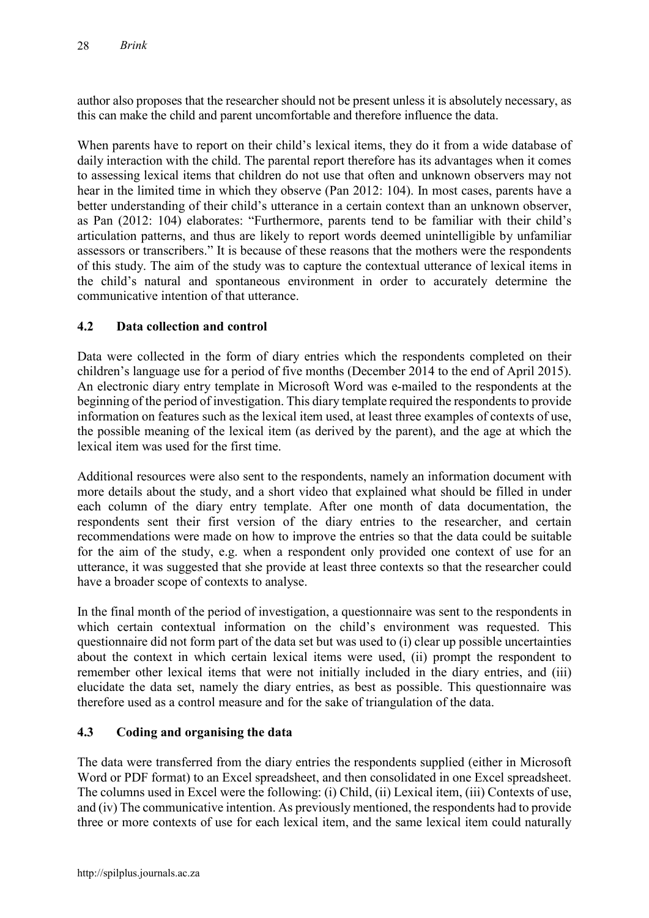author also proposes that the researcher should not be present unless it is absolutely necessary, as this can make the child and parent uncomfortable and therefore influence the data.

When parents have to report on their child's lexical items, they do it from a wide database of daily interaction with the child. The parental report therefore has its advantages when it comes to assessing lexical items that children do not use that often and unknown observers may not hear in the limited time in which they observe (Pan 2012: 104). In most cases, parents have a better understanding of their child's utterance in a certain context than an unknown observer, as Pan (2012: 104) elaborates: "Furthermore, parents tend to be familiar with their child's articulation patterns, and thus are likely to report words deemed unintelligible by unfamiliar assessors or transcribers." It is because of these reasons that the mothers were the respondents of this study. The aim of the study was to capture the contextual utterance of lexical items in the child's natural and spontaneous environment in order to accurately determine the communicative intention of that utterance.

## 4.2 Data collection and control

Data were collected in the form of diary entries which the respondents completed on their children's language use for a period of five months (December 2014 to the end of April 2015). An electronic diary entry template in Microsoft Word was e-mailed to the respondents at the beginning of the period of investigation. This diary template required the respondents to provide information on features such as the lexical item used, at least three examples of contexts of use, the possible meaning of the lexical item (as derived by the parent), and the age at which the lexical item was used for the first time.

Additional resources were also sent to the respondents, namely an information document with more details about the study, and a short video that explained what should be filled in under each column of the diary entry template. After one month of data documentation, the respondents sent their first version of the diary entries to the researcher, and certain recommendations were made on how to improve the entries so that the data could be suitable for the aim of the study, e.g. when a respondent only provided one context of use for an utterance, it was suggested that she provide at least three contexts so that the researcher could have a broader scope of contexts to analyse.

In the final month of the period of investigation, a questionnaire was sent to the respondents in which certain contextual information on the child's environment was requested. This questionnaire did not form part of the data set but was used to (i) clear up possible uncertainties about the context in which certain lexical items were used, (ii) prompt the respondent to remember other lexical items that were not initially included in the diary entries, and (iii) elucidate the data set, namely the diary entries, as best as possible. This questionnaire was therefore used as a control measure and for the sake of triangulation of the data.

## 4.3 Coding and organising the data

The data were transferred from the diary entries the respondents supplied (either in Microsoft Word or PDF format) to an Excel spreadsheet, and then consolidated in one Excel spreadsheet. The columns used in Excel were the following: (i) Child, (ii) Lexical item, (iii) Contexts of use, and (iv) The communicative intention. As previously mentioned, the respondents had to provide three or more contexts of use for each lexical item, and the same lexical item could naturally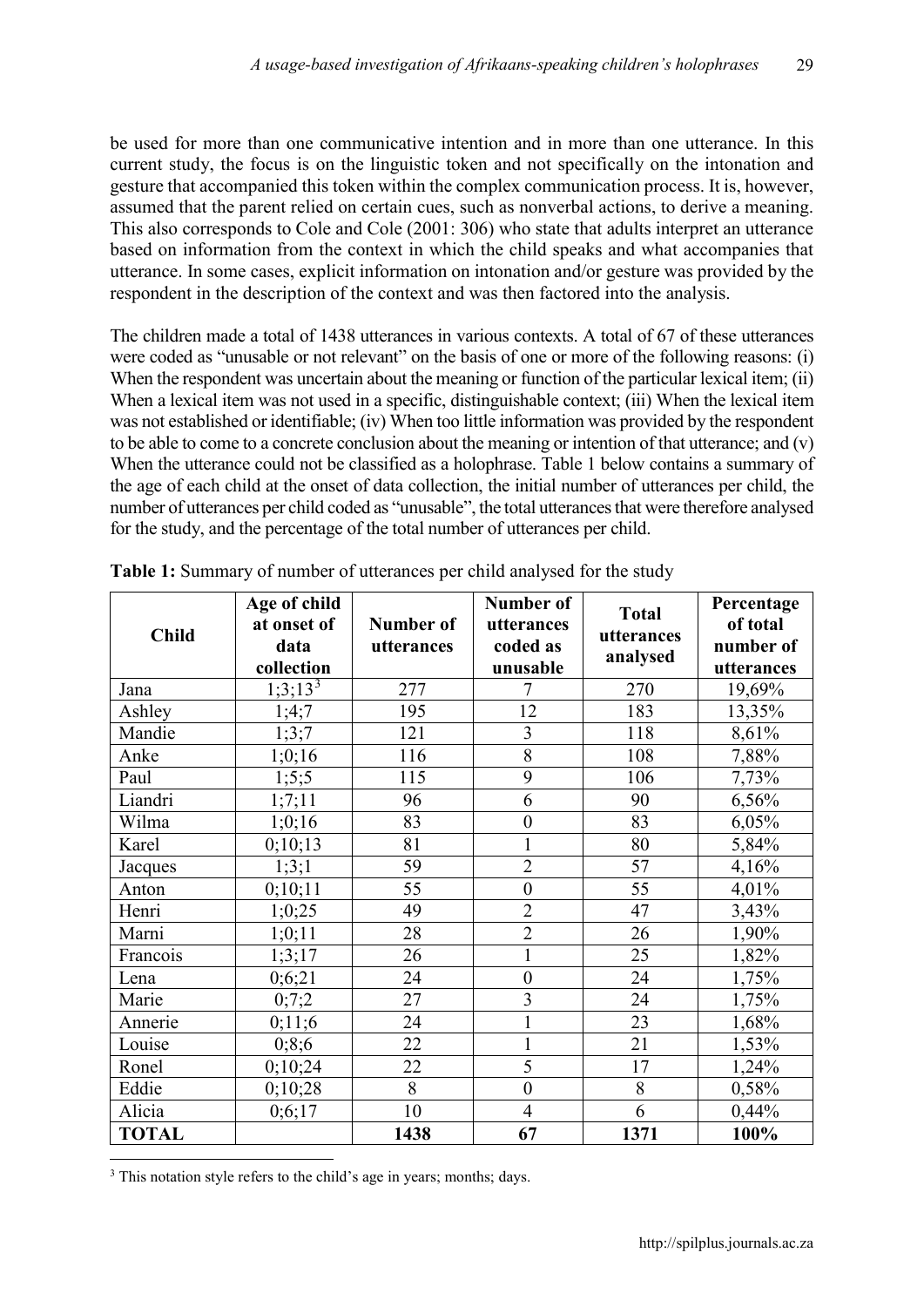be used for more than one communicative intention and in more than one utterance. In this current study, the focus is on the linguistic token and not specifically on the intonation and gesture that accompanied this token within the complex communication process. It is, however, assumed that the parent relied on certain cues, such as nonverbal actions, to derive a meaning. This also corresponds to Cole and Cole (2001: 306) who state that adults interpret an utterance based on information from the context in which the child speaks and what accompanies that utterance. In some cases, explicit information on intonation and/or gesture was provided by the respondent in the description of the context and was then factored into the analysis.

The children made a total of 1438 utterances in various contexts. A total of 67 of these utterances were coded as "unusable or not relevant" on the basis of one or more of the following reasons: (i) When the respondent was uncertain about the meaning or function of the particular lexical item; (ii) When a lexical item was not used in a specific, distinguishable context; (iii) When the lexical item was not established or identifiable; (iv) When too little information was provided by the respondent to be able to come to a concrete conclusion about the meaning or intention of that utterance; and (v) When the utterance could not be classified as a holophrase. Table 1 below contains a summary of the age of each child at the onset of data collection, the initial number of utterances per child, the number of utterances per child coded as "unusable", the total utterances that were therefore analysed for the study, and the percentage of the total number of utterances per child.

**Table 1:** Summary of number of utterances per child analysed for the study

| Child | Age of child at onset of data collection | Number of utterances | Number of utterances coded as unusable | Total utterances analysed | Percentage of total number of utterances |
|---|---|---|---|---|---|
| Jana | 1;3;13[3] | 277 | 7 | 270 | 19,69% |
| Ashley | 1;4;7 | 195 | 12 | 183 | 13,35% |
| Mandie | 1;3;7 | 121 | 3 | 118 | 8,61% |
| Anke | 1;0;16 | 116 | 8 | 108 | 7,88% |
| Paul | 1;5;5 | 115 | 9 | 106 | 7,73% |
| Liandri | 1;7;11 | 96 | 6 | 90 | 6,56% |
| Wilma | 1;0;16 | 83 | 0 | 83 | 6,05% |
| Karel | 0;10;13 | 81 | 1 | 80 | 5,84% |
| Jacques | 1;3;1 | 59 | 2 | 57 | 4,16% |
| Anton | 0;10;11 | 55 | 0 | 55 | 4,01% |
| Henri | 1;0;25 | 49 | 2 | 47 | 3,43% |
| Marni | 1;0;11 | 28 | 2 | 26 | 1,90% |
| Francois | 1;3;17 | 26 | 1 | 25 | 1,82% |
| Lena | 0;6;21 | 24 | 0 | 24 | 1,75% |
| Marie | 0;7;2 | 27 | 3 | 24 | 1,75% |
| Annerie | 0;11;6 | 24 | 1 | 23 | 1,68% |
| Louise | 0;8;6 | 22 | 1 | 21 | 1,53% |
| Ronel | 0;10;24 | 22 | 5 | 17 | 1,24% |
| Eddie | 0;10;28 | 8 | 0 | 8 | 0,58% |
| Alicia | 0;6;17 | 10 | 4 | 6 | 0,44% |
| **TOTAL** | | **1438** | **67** | **1371** | **100%** |

[3] This notation style refers to the child's age in years; months; days.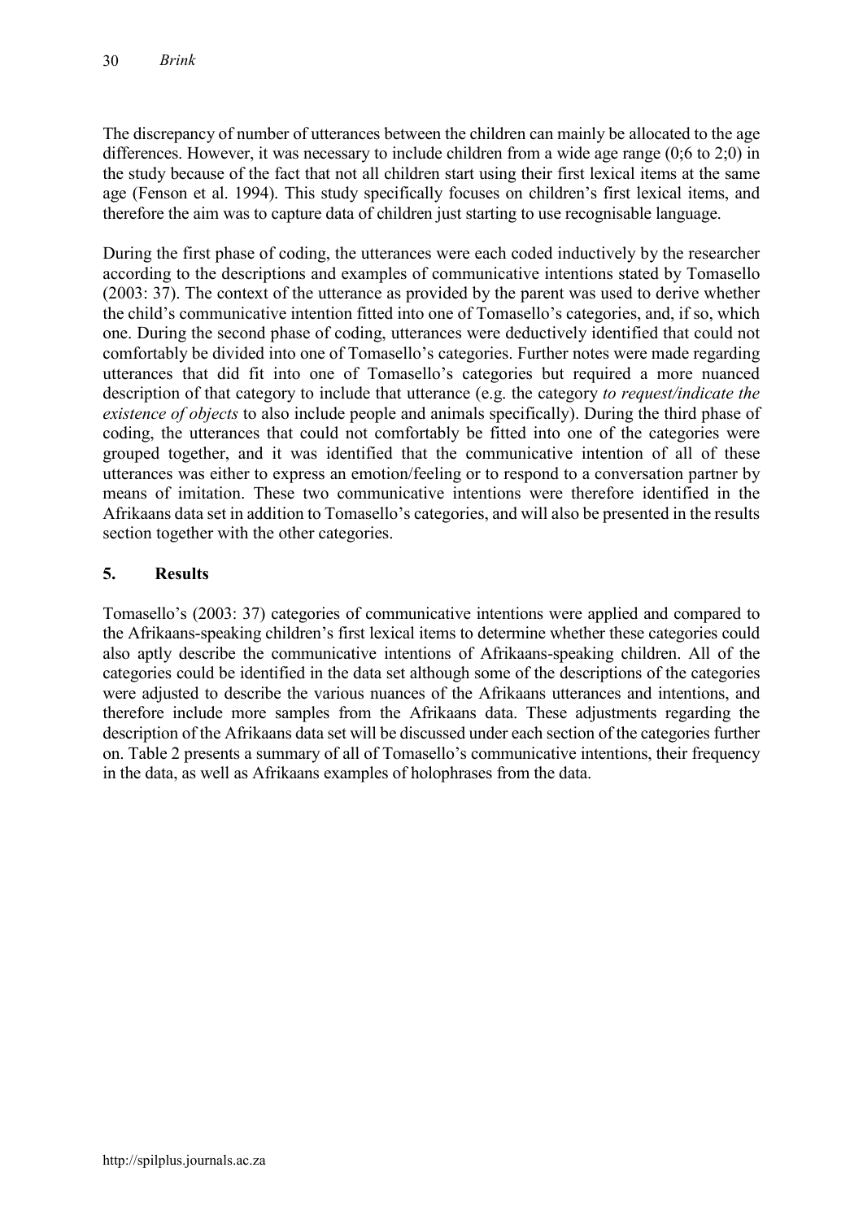The discrepancy of number of utterances between the children can mainly be allocated to the age differences. However, it was necessary to include children from a wide age range (0;6 to 2;0) in the study because of the fact that not all children start using their first lexical items at the same age (Fenson et al. 1994). This study specifically focuses on children's first lexical items, and therefore the aim was to capture data of children just starting to use recognisable language.

During the first phase of coding, the utterances were each coded inductively by the researcher according to the descriptions and examples of communicative intentions stated by Tomasello (2003: 37). The context of the utterance as provided by the parent was used to derive whether the child's communicative intention fitted into one of Tomasello's categories, and, if so, which one. During the second phase of coding, utterances were deductively identified that could not comfortably be divided into one of Tomasello's categories. Further notes were made regarding utterances that did fit into one of Tomasello's categories but required a more nuanced description of that category to include that utterance (e.g. the category *to request/indicate the existence of objects* to also include people and animals specifically). During the third phase of coding, the utterances that could not comfortably be fitted into one of the categories were grouped together, and it was identified that the communicative intention of all of these utterances was either to express an emotion/feeling or to respond to a conversation partner by means of imitation. These two communicative intentions were therefore identified in the Afrikaans data set in addition to Tomasello's categories, and will also be presented in the results section together with the other categories.

## 5. Results

Tomasello's (2003: 37) categories of communicative intentions were applied and compared to the Afrikaans-speaking children's first lexical items to determine whether these categories could also aptly describe the communicative intentions of Afrikaans-speaking children. All of the categories could be identified in the data set although some of the descriptions of the categories were adjusted to describe the various nuances of the Afrikaans utterances and intentions, and therefore include more samples from the Afrikaans data. These adjustments regarding the description of the Afrikaans data set will be discussed under each section of the categories further on. Table 2 presents a summary of all of Tomasello's communicative intentions, their frequency in the data, as well as Afrikaans examples of holophrases from the data.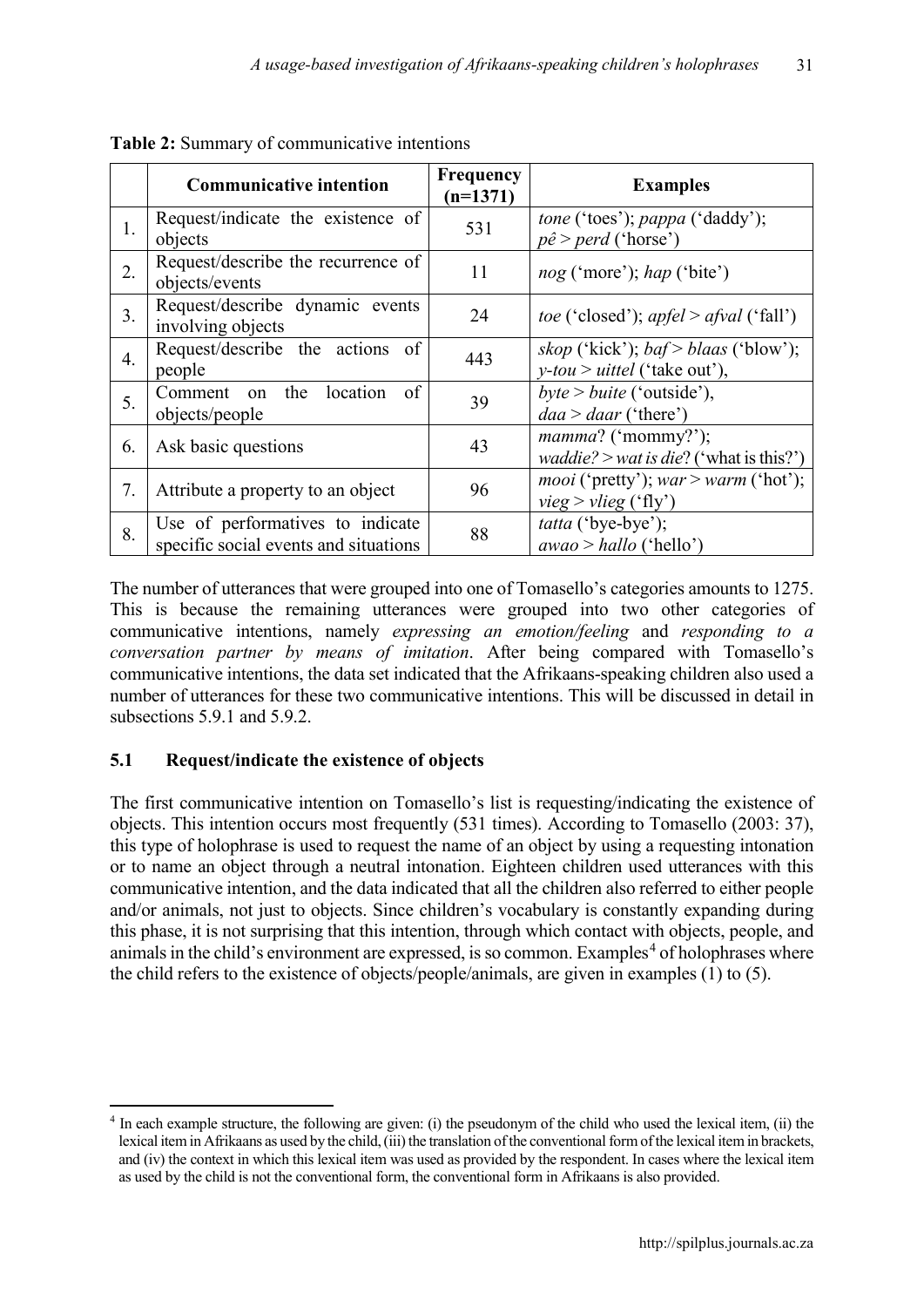**Table 2:** Summary of communicative intentions

| | Communicative intention | Frequency (n=1371) | Examples |
|---|---|---|---|
| 1. | Request/indicate the existence of objects | 531 | *tone* ('toes'); *pappa* ('daddy'); *pê > perd* ('horse') |
| 2. | Request/describe the recurrence of objects/events | 11 | *nog* ('more'); *hap* ('bite') |
| 3. | Request/describe dynamic events involving objects | 24 | *toe* ('closed'); *apfel > afval* ('fall') |
| 4. | Request/describe the actions of people | 443 | *skop* ('kick'); *baf > blaas* ('blow'); *y-tou > uittel* ('take out'), |
| 5. | Comment on the location of objects/people | 39 | *byte > buite* ('outside'), *daa > daar* ('there') |
| 6. | Ask basic questions | 43 | *mamma*? ('mommy?'); *waddie? > wat is die*? ('what is this?') |
| 7. | Attribute a property to an object | 96 | *mooi* ('pretty'); *war > warm* ('hot'); *vieg > vlieg* ('fly') |
| 8. | Use of performatives to indicate specific social events and situations | 88 | *tatta* ('bye-bye'); *awao > hallo* ('hello') |

The number of utterances that were grouped into one of Tomasello's categories amounts to 1275. This is because the remaining utterances were grouped into two other categories of communicative intentions, namely *expressing an emotion/feeling* and *responding to a conversation partner by means of imitation*. After being compared with Tomasello's communicative intentions, the data set indicated that the Afrikaans-speaking children also used a number of utterances for these two communicative intentions. This will be discussed in detail in subsections 5.9.1 and 5.9.2.

### 5.1 Request/indicate the existence of objects

The first communicative intention on Tomasello's list is requesting/indicating the existence of objects. This intention occurs most frequently (531 times). According to Tomasello (2003: 37), this type of holophrase is used to request the name of an object by using a requesting intonation or to name an object through a neutral intonation. Eighteen children used utterances with this communicative intention, and the data indicated that all the children also referred to either people and/or animals, not just to objects. Since children's vocabulary is constantly expanding during this phase, it is not surprising that this intention, through which contact with objects, people, and animals in the child's environment are expressed, is so common. Examples[4] of holophrases where the child refers to the existence of objects/people/animals, are given in examples (1) to (5).

[4] In each example structure, the following are given: (i) the pseudonym of the child who used the lexical item, (ii) the lexical item in Afrikaans as used by the child, (iii) the translation of the conventional form of the lexical item in brackets, and (iv) the context in which this lexical item was used as provided by the respondent. In cases where the lexical item as used by the child is not the conventional form, the conventional form in Afrikaans is also provided.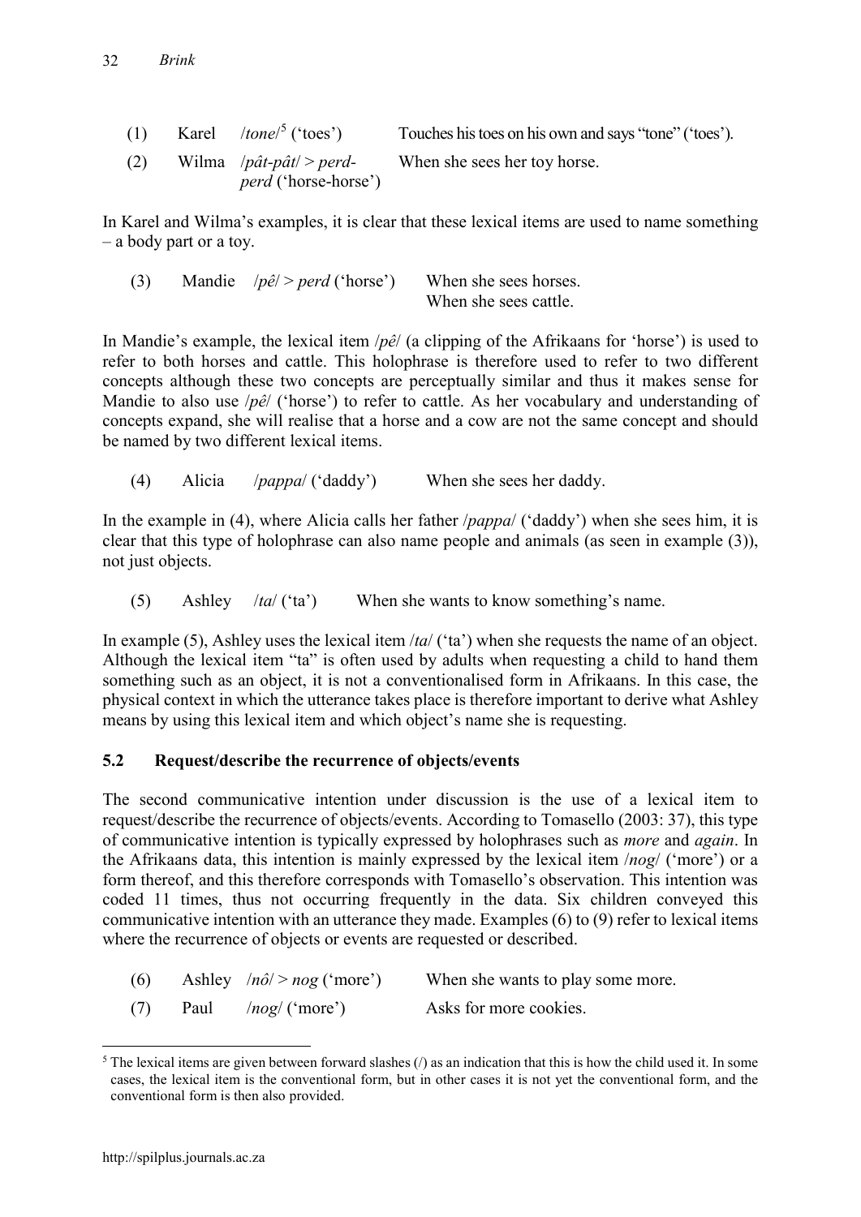| (1) | Karel | /*tone*/[5] ('toes') | Touches his toes on his own and says "tone" ('toes'). |
|---|---|---|---|
| (2) | Wilma | /*pât-pât*/ > *perd-perd* ('horse-horse') | When she sees her toy horse. |

In Karel and Wilma's examples, it is clear that these lexical items are used to name something – a body part or a toy.

| (3) | Mandie | /*pê*/ > *perd* ('horse') | When she sees horses. When she sees cattle. |
|---|---|---|---|

In Mandie's example, the lexical item /*pê*/ (a clipping of the Afrikaans for 'horse') is used to refer to both horses and cattle. This holophrase is therefore used to refer to two different concepts although these two concepts are perceptually similar and thus it makes sense for Mandie to also use /*pê*/ ('horse') to refer to cattle. As her vocabulary and understanding of concepts expand, she will realise that a horse and a cow are not the same concept and should be named by two different lexical items.

| (4) | Alicia | /*pappa*/ ('daddy') | When she sees her daddy. |
|---|---|---|---|

In the example in (4), where Alicia calls her father /*pappa*/ ('daddy') when she sees him, it is clear that this type of holophrase can also name people and animals (as seen in example (3)), not just objects.

| (5) | Ashley | /*ta*/ ('ta') | When she wants to know something's name. |
|---|---|---|---|

In example (5), Ashley uses the lexical item /*ta*/ ('ta') when she requests the name of an object. Although the lexical item "ta" is often used by adults when requesting a child to hand them something such as an object, it is not a conventionalised form in Afrikaans. In this case, the physical context in which the utterance takes place is therefore important to derive what Ashley means by using this lexical item and which object's name she is requesting.

### 5.2 Request/describe the recurrence of objects/events

The second communicative intention under discussion is the use of a lexical item to request/describe the recurrence of objects/events. According to Tomasello (2003: 37), this type of communicative intention is typically expressed by holophrases such as *more* and *again*. In the Afrikaans data, this intention is mainly expressed by the lexical item /*nog*/ ('more') or a form thereof, and this therefore corresponds with Tomasello's observation. This intention was coded 11 times, thus not occurring frequently in the data. Six children conveyed this communicative intention with an utterance they made. Examples (6) to (9) refer to lexical items where the recurrence of objects or events are requested or described.

| (6) | Ashley | /*nô*/ > *nog* ('more') | When she wants to play some more. |
|---|---|---|---|
| (7) | Paul | /*nog*/ ('more') | Asks for more cookies. |

[5] The lexical items are given between forward slashes (/) as an indication that this is how the child used it. In some cases, the lexical item is the conventional form, but in other cases it is not yet the conventional form, and the conventional form is then also provided.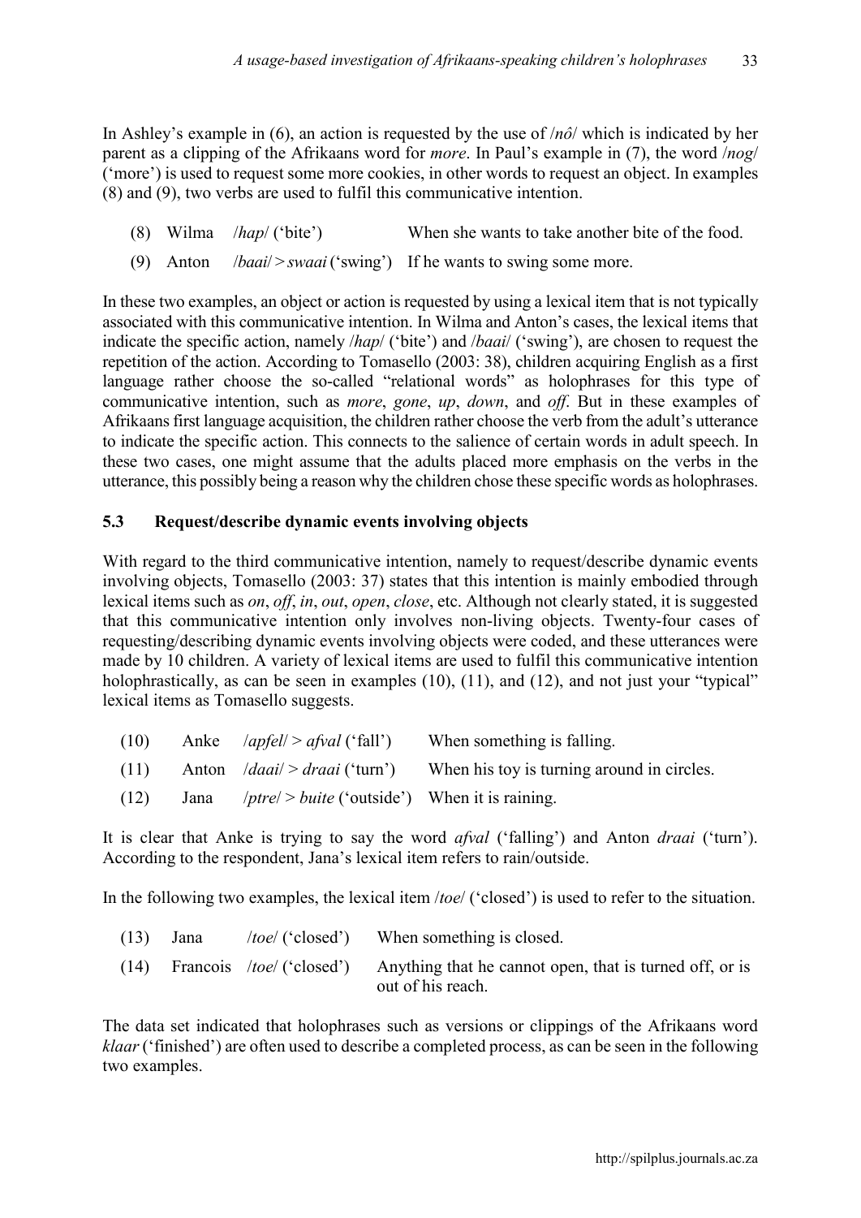In Ashley's example in (6), an action is requested by the use of /*nô*/ which is indicated by her parent as a clipping of the Afrikaans word for *more*. In Paul's example in (7), the word /*nog*/ ('more') is used to request some more cookies, in other words to request an object. In examples (8) and (9), two verbs are used to fulfil this communicative intention.

(8) Wilma /*hap*/ ('bite') When she wants to take another bite of the food.

(9) Anton /*baai*/ > *swaai* ('swing') If he wants to swing some more.

In these two examples, an object or action is requested by using a lexical item that is not typically associated with this communicative intention. In Wilma and Anton's cases, the lexical items that indicate the specific action, namely /*hap*/ ('bite') and /*baai*/ ('swing'), are chosen to request the repetition of the action. According to Tomasello (2003: 38), children acquiring English as a first language rather choose the so-called "relational words" as holophrases for this type of communicative intention, such as *more*, *gone*, *up*, *down*, and *off*. But in these examples of Afrikaans first language acquisition, the children rather choose the verb from the adult's utterance to indicate the specific action. This connects to the salience of certain words in adult speech. In these two cases, one might assume that the adults placed more emphasis on the verbs in the utterance, this possibly being a reason why the children chose these specific words as holophrases.

### 5.3 Request/describe dynamic events involving objects

With regard to the third communicative intention, namely to request/describe dynamic events involving objects, Tomasello (2003: 37) states that this intention is mainly embodied through lexical items such as *on*, *off*, *in*, *out*, *open*, *close*, etc. Although not clearly stated, it is suggested that this communicative intention only involves non-living objects. Twenty-four cases of requesting/describing dynamic events involving objects were coded, and these utterances were made by 10 children. A variety of lexical items are used to fulfil this communicative intention holophrastically, as can be seen in examples (10), (11), and (12), and not just your "typical" lexical items as Tomasello suggests.

(10) Anke /*apfel*/ > *afval* ('fall') When something is falling.

(11) Anton /*daai*/ > *draai* ('turn') When his toy is turning around in circles.

(12) Jana /*ptre*/ > *buite* ('outside') When it is raining.

It is clear that Anke is trying to say the word *afval* ('falling') and Anton *draai* ('turn'). According to the respondent, Jana's lexical item refers to rain/outside.

In the following two examples, the lexical item /*toe*/ ('closed') is used to refer to the situation.

(13) Jana /*toe*/ ('closed') When something is closed.

(14) Francois /*toe*/ ('closed') Anything that he cannot open, that is turned off, or is out of his reach.

The data set indicated that holophrases such as versions or clippings of the Afrikaans word *klaar* ('finished') are often used to describe a completed process, as can be seen in the following two examples.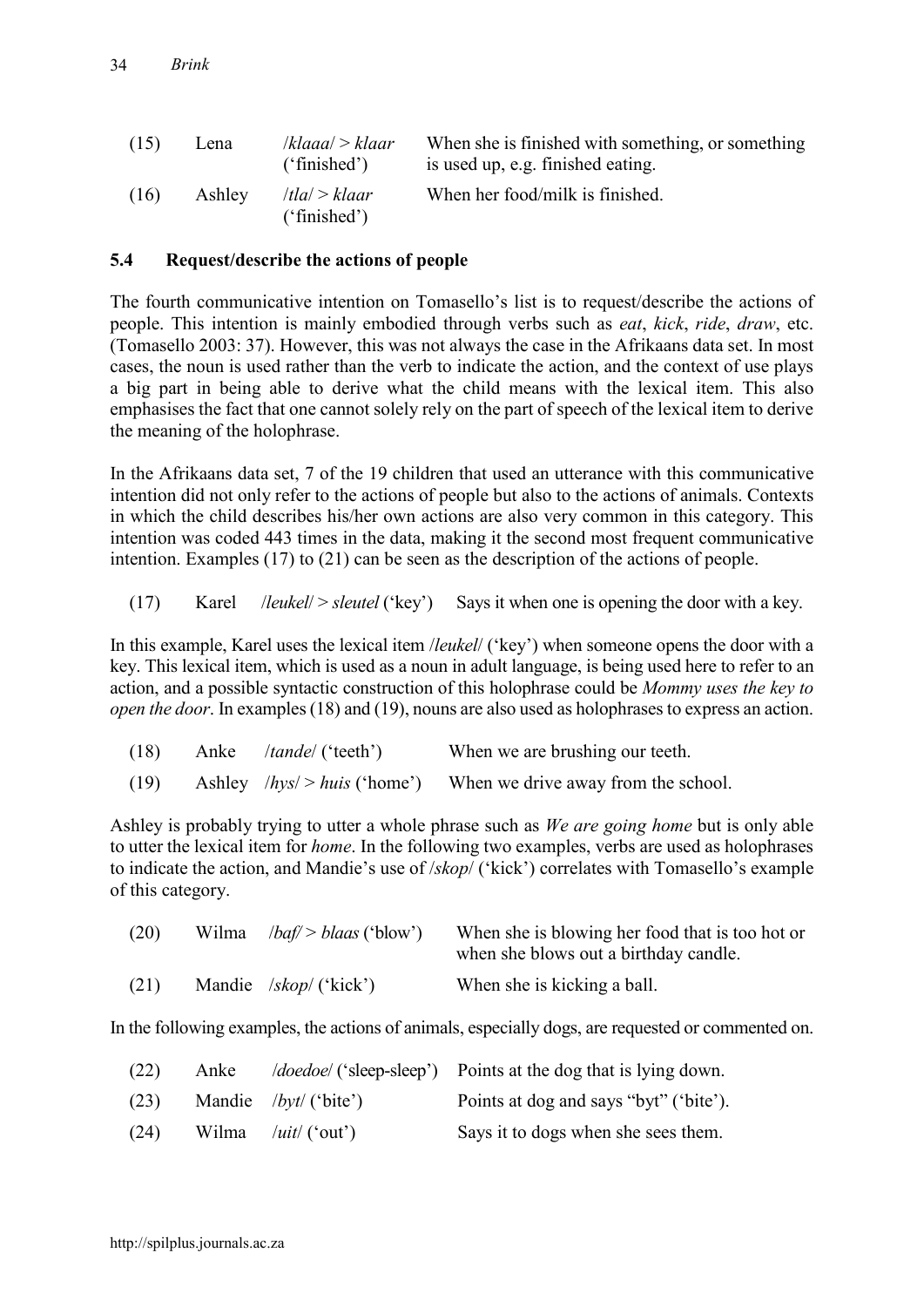| (15) | Lena | /*klaaa*/ > *klaar* ('finished') | When she is finished with something, or something is used up, e.g. finished eating. |
|---|---|---|---|
| (16) | Ashley | /*tla*/ > *klaar* ('finished') | When her food/milk is finished. |

### 5.4 Request/describe the actions of people

The fourth communicative intention on Tomasello's list is to request/describe the actions of people. This intention is mainly embodied through verbs such as *eat*, *kick*, *ride*, *draw*, etc. (Tomasello 2003: 37). However, this was not always the case in the Afrikaans data set. In most cases, the noun is used rather than the verb to indicate the action, and the context of use plays a big part in being able to derive what the child means with the lexical item. This also emphasises the fact that one cannot solely rely on the part of speech of the lexical item to derive the meaning of the holophrase.

In the Afrikaans data set, 7 of the 19 children that used an utterance with this communicative intention did not only refer to the actions of people but also to the actions of animals. Contexts in which the child describes his/her own actions are also very common in this category. This intention was coded 443 times in the data, making it the second most frequent communicative intention. Examples (17) to (21) can be seen as the description of the actions of people.

| (17) | Karel | /*leukel*/ > *sleutel* ('key') | Says it when one is opening the door with a key. |
|---|---|---|---|

In this example, Karel uses the lexical item /*leukel*/ ('key') when someone opens the door with a key. This lexical item, which is used as a noun in adult language, is being used here to refer to an action, and a possible syntactic construction of this holophrase could be *Mommy uses the key to open the door*. In examples (18) and (19), nouns are also used as holophrases to express an action.

| (18) | Anke | /*tande*/ ('teeth') | When we are brushing our teeth. |
|---|---|---|---|
| (19) | Ashley | /*hys*/ > *huis* ('home') | When we drive away from the school. |

Ashley is probably trying to utter a whole phrase such as *We are going home* but is only able to utter the lexical item for *home*. In the following two examples, verbs are used as holophrases to indicate the action, and Mandie's use of /*skop*/ ('kick') correlates with Tomasello's example of this category.

| (20) | Wilma | /*baf*/ > *blaas* ('blow') | When she is blowing her food that is too hot or when she blows out a birthday candle. |
|---|---|---|---|
| (21) | Mandie | /*skop*/ ('kick') | When she is kicking a ball. |

In the following examples, the actions of animals, especially dogs, are requested or commented on.

| (22) | Anke | /*doedoe*/ ('sleep-sleep') | Points at the dog that is lying down. |
|---|---|---|---|
| (23) | Mandie | /*byt*/ ('bite') | Points at dog and says "byt" ('bite'). |
| (24) | Wilma | /*uit*/ ('out') | Says it to dogs when she sees them. |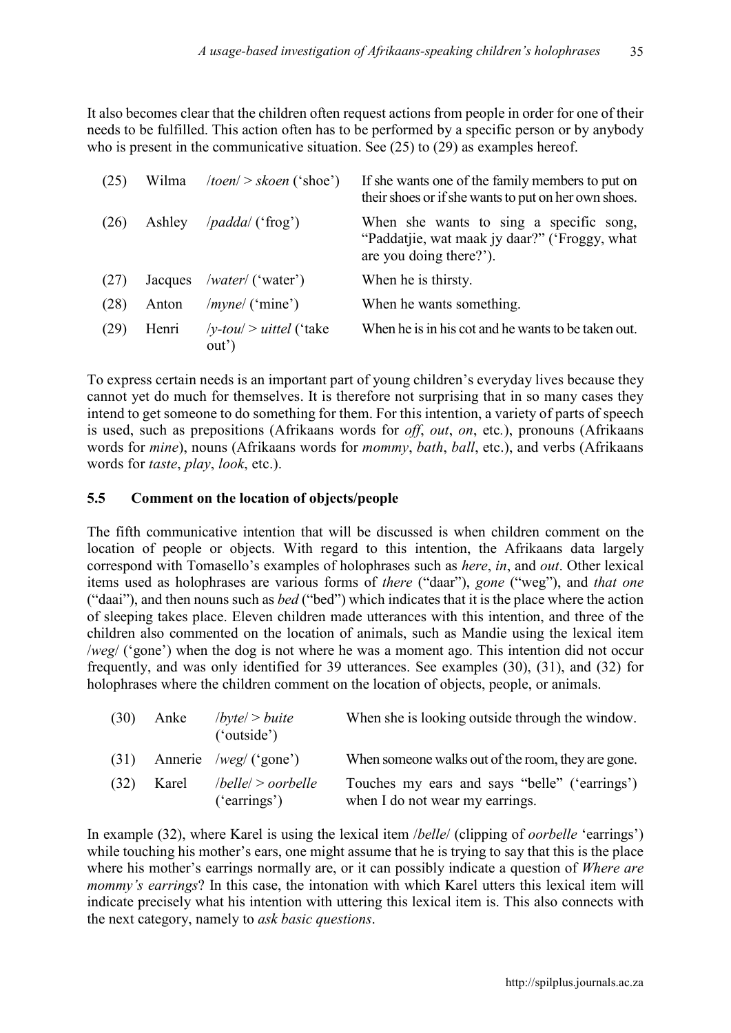It also becomes clear that the children often request actions from people in order for one of their needs to be fulfilled. This action often has to be performed by a specific person or by anybody who is present in the communicative situation. See (25) to (29) as examples hereof.

| | | | |
|---|---|---|---|
| (25) | Wilma | /*toen*/ > *skoen* ('shoe') | If she wants one of the family members to put on their shoes or if she wants to put on her own shoes. |
| (26) | Ashley | /*padda*/ ('frog') | When she wants to sing a specific song, "Paddatjie, wat maak jy daar?" ('Froggy, what are you doing there?'). |
| (27) | Jacques | /*water*/ ('water') | When he is thirsty. |
| (28) | Anton | /*myne*/ ('mine') | When he wants something. |
| (29) | Henri | /*y-tou*/ > *uittel* ('take out') | When he is in his cot and he wants to be taken out. |

To express certain needs is an important part of young children's everyday lives because they cannot yet do much for themselves. It is therefore not surprising that in so many cases they intend to get someone to do something for them. For this intention, a variety of parts of speech is used, such as prepositions (Afrikaans words for *off*, *out*, *on*, etc.), pronouns (Afrikaans words for *mine*), nouns (Afrikaans words for *mommy*, *bath*, *ball*, etc.), and verbs (Afrikaans words for *taste*, *play*, *look*, etc.).

### 5.5 Comment on the location of objects/people

The fifth communicative intention that will be discussed is when children comment on the location of people or objects. With regard to this intention, the Afrikaans data largely correspond with Tomasello's examples of holophrases such as *here*, *in*, and *out*. Other lexical items used as holophrases are various forms of *there* ("daar"), *gone* ("weg"), and *that one* ("daai"), and then nouns such as *bed* ("bed") which indicates that it is the place where the action of sleeping takes place. Eleven children made utterances with this intention, and three of the children also commented on the location of animals, such as Mandie using the lexical item /*weg*/ ('gone') when the dog is not where he was a moment ago. This intention did not occur frequently, and was only identified for 39 utterances. See examples (30), (31), and (32) for holophrases where the children comment on the location of objects, people, or animals.

| | | | |
|---|---|---|---|
| (30) | Anke | /*byte*/ > *buite* ('outside') | When she is looking outside through the window. |
| (31) | Annerie | /*weg*/ ('gone') | When someone walks out of the room, they are gone. |
| (32) | Karel | /*belle*/ > *oorbelle* ('earrings') | Touches my ears and says "belle" ('earrings') when I do not wear my earrings. |

In example (32), where Karel is using the lexical item /*belle*/ (clipping of *oorbelle* 'earrings') while touching his mother's ears, one might assume that he is trying to say that this is the place where his mother's earrings normally are, or it can possibly indicate a question of *Where are mommy's earrings*? In this case, the intonation with which Karel utters this lexical item will indicate precisely what his intention with uttering this lexical item is. This also connects with the next category, namely to *ask basic questions*.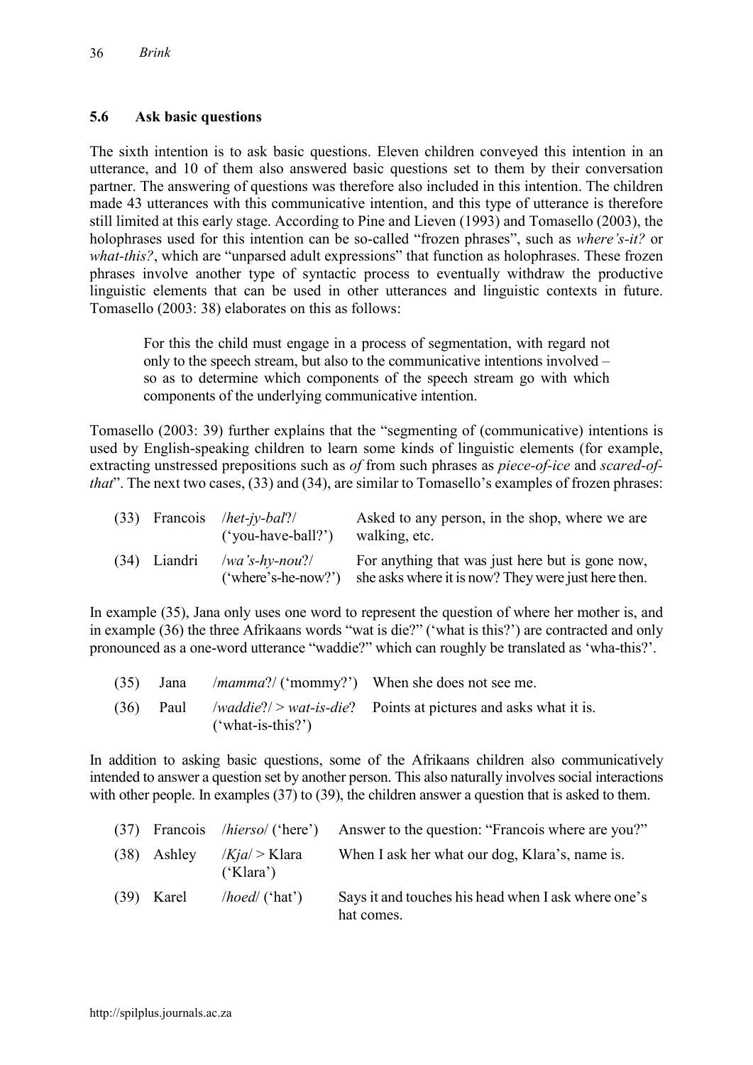### 5.6 Ask basic questions

The sixth intention is to ask basic questions. Eleven children conveyed this intention in an utterance, and 10 of them also answered basic questions set to them by their conversation partner. The answering of questions was therefore also included in this intention. The children made 43 utterances with this communicative intention, and this type of utterance is therefore still limited at this early stage. According to Pine and Lieven (1993) and Tomasello (2003), the holophrases used for this intention can be so-called "frozen phrases", such as *where's-it?* or *what-this?*, which are "unparsed adult expressions" that function as holophrases. These frozen phrases involve another type of syntactic process to eventually withdraw the productive linguistic elements that can be used in other utterances and linguistic contexts in future. Tomasello (2003: 38) elaborates on this as follows:

> For this the child must engage in a process of segmentation, with regard not only to the speech stream, but also to the communicative intentions involved – so as to determine which components of the speech stream go with which components of the underlying communicative intention.

Tomasello (2003: 39) further explains that the "segmenting of (communicative) intentions is used by English-speaking children to learn some kinds of linguistic elements (for example, extracting unstressed prepositions such as *of* from such phrases as *piece-of-ice* and *scared-of-that*". The next two cases, (33) and (34), are similar to Tomasello's examples of frozen phrases:

| | | | |
|---|---|---|---|
| (33) | Francois | /*het-jy-bal*?/ ('you-have-ball?') | Asked to any person, in the shop, where we are walking, etc. |
| (34) | Liandri | /*wa's-hy-nou*?/ ('where's-he-now?') | For anything that was just here but is gone now, she asks where it is now? They were just here then. |

In example (35), Jana only uses one word to represent the question of where her mother is, and in example (36) the three Afrikaans words "wat is die?" ('what is this?') are contracted and only pronounced as a one-word utterance "waddie?" which can roughly be translated as 'wha-this?'.

| | | | |
|---|---|---|---|
| (35) | Jana | /*mamma*?/ ('mommy?') | When she does not see me. |
| (36) | Paul | /*waddie*?/ > *wat-is-die*? ('what-is-this?') | Points at pictures and asks what it is. |

In addition to asking basic questions, some of the Afrikaans children also communicatively intended to answer a question set by another person. This also naturally involves social interactions with other people. In examples (37) to (39), the children answer a question that is asked to them.

| | | | |
|---|---|---|---|
| (37) | Francois | /*hierso*/ ('here') | Answer to the question: "Francois where are you?" |
| (38) | Ashley | /*Kja*/ > Klara ('Klara') | When I ask her what our dog, Klara's, name is. |
| (39) | Karel | /*hoed*/ ('hat') | Says it and touches his head when I ask where one's hat comes. |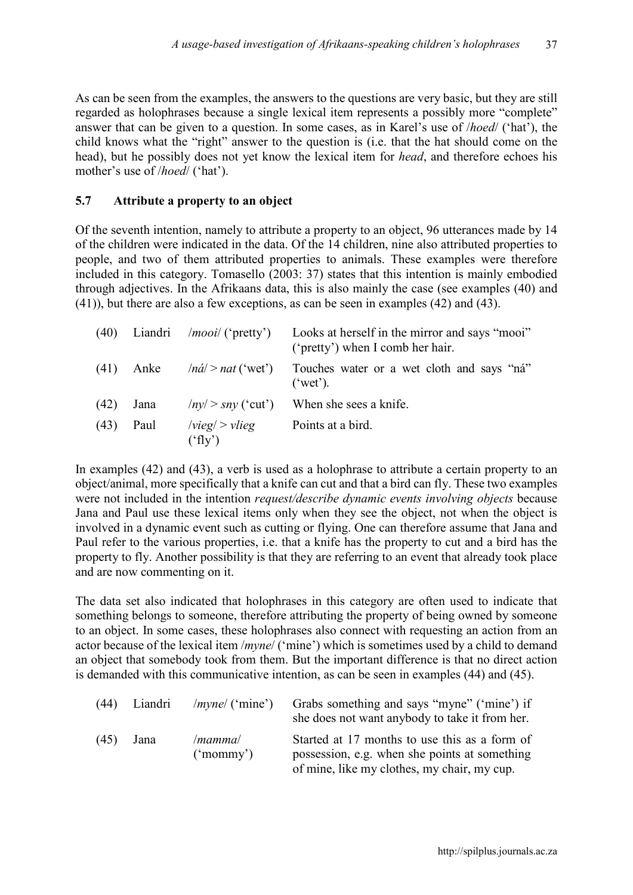As can be seen from the examples, the answers to the questions are very basic, but they are still regarded as holophrases because a single lexical item represents a possibly more "complete" answer that can be given to a question. In some cases, as in Karel's use of /*hoed*/ ('hat'), the child knows what the "right" answer to the question is (i.e. that the hat should come on the head), but he possibly does not yet know the lexical item for *head*, and therefore echoes his mother's use of /*hoed*/ ('hat').

### 5.7 Attribute a property to an object

Of the seventh intention, namely to attribute a property to an object, 96 utterances made by 14 of the children were indicated in the data. Of the 14 children, nine also attributed properties to people, and two of them attributed properties to animals. These examples were therefore included in this category. Tomasello (2003: 37) states that this intention is mainly embodied through adjectives. In the Afrikaans data, this is also mainly the case (see examples (40) and (41)), but there are also a few exceptions, as can be seen in examples (42) and (43).

| | | | |
|---|---|---|---|
| (40) | Liandri | /*mooi*/ ('pretty') | Looks at herself in the mirror and says "mooi" ('pretty') when I comb her hair. |
| (41) | Anke | /*ná*/ > *nat* ('wet') | Touches water or a wet cloth and says "ná" ('wet'). |
| (42) | Jana | /*ny*/ > *sny* ('cut') | When she sees a knife. |
| (43) | Paul | /*vieg*/ > *vlieg* ('fly') | Points at a bird. |

In examples (42) and (43), a verb is used as a holophrase to attribute a certain property to an object/animal, more specifically that a knife can cut and that a bird can fly. These two examples were not included in the intention *request/describe dynamic events involving objects* because Jana and Paul use these lexical items only when they see the object, not when the object is involved in a dynamic event such as cutting or flying. One can therefore assume that Jana and Paul refer to the various properties, i.e. that a knife has the property to cut and a bird has the property to fly. Another possibility is that they are referring to an event that already took place and are now commenting on it.

The data set also indicated that holophrases in this category are often used to indicate that something belongs to someone, therefore attributing the property of being owned by someone to an object. In some cases, these holophrases also connect with requesting an action from an actor because of the lexical item /*myne*/ ('mine') which is sometimes used by a child to demand an object that somebody took from them. But the important difference is that no direct action is demanded with this communicative intention, as can be seen in examples (44) and (45).

| | | | |
|---|---|---|---|
| (44) | Liandri | /*myne*/ ('mine') | Grabs something and says "myne" ('mine') if she does not want anybody to take it from her. |
| (45) | Jana | /*mamma*/ ('mommy') | Started at 17 months to use this as a form of possession, e.g. when she points at something of mine, like my clothes, my chair, my cup. |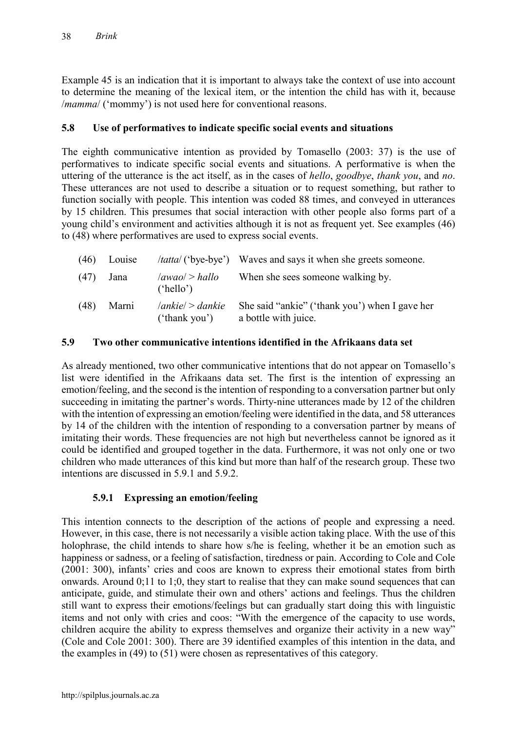Example 45 is an indication that it is important to always take the context of use into account to determine the meaning of the lexical item, or the intention the child has with it, because /*mamma*/ ('mommy') is not used here for conventional reasons.

## 5.8 Use of performatives to indicate specific social events and situations

The eighth communicative intention as provided by Tomasello (2003: 37) is the use of performatives to indicate specific social events and situations. A performative is when the uttering of the utterance is the act itself, as in the cases of *hello*, *goodbye*, *thank you*, and *no*. These utterances are not used to describe a situation or to request something, but rather to function socially with people. This intention was coded 88 times, and conveyed in utterances by 15 children. This presumes that social interaction with other people also forms part of a young child's environment and activities although it is not as frequent yet. See examples (46) to (48) where performatives are used to express social events.

| | | | |
|---|---|---|---|
| (46) | Louise | /*tatta*/ ('bye-bye') | Waves and says it when she greets someone. |
| (47) | Jana | /*awao*/ > *hallo* ('hello') | When she sees someone walking by. |
| (48) | Marni | /*ankie*/ > *dankie* ('thank you') | She said "ankie" ('thank you') when I gave her a bottle with juice. |

## 5.9 Two other communicative intentions identified in the Afrikaans data set

As already mentioned, two other communicative intentions that do not appear on Tomasello's list were identified in the Afrikaans data set. The first is the intention of expressing an emotion/feeling, and the second is the intention of responding to a conversation partner but only succeeding in imitating the partner's words. Thirty-nine utterances made by 12 of the children with the intention of expressing an emotion/feeling were identified in the data, and 58 utterances by 14 of the children with the intention of responding to a conversation partner by means of imitating their words. These frequencies are not high but nevertheless cannot be ignored as it could be identified and grouped together in the data. Furthermore, it was not only one or two children who made utterances of this kind but more than half of the research group. These two intentions are discussed in 5.9.1 and 5.9.2.

### 5.9.1 Expressing an emotion/feeling

This intention connects to the description of the actions of people and expressing a need. However, in this case, there is not necessarily a visible action taking place. With the use of this holophrase, the child intends to share how s/he is feeling, whether it be an emotion such as happiness or sadness, or a feeling of satisfaction, tiredness or pain. According to Cole and Cole (2001: 300), infants' cries and coos are known to express their emotional states from birth onwards. Around 0;11 to 1;0, they start to realise that they can make sound sequences that can anticipate, guide, and stimulate their own and others' actions and feelings. Thus the children still want to express their emotions/feelings but can gradually start doing this with linguistic items and not only with cries and coos: "With the emergence of the capacity to use words, children acquire the ability to express themselves and organize their activity in a new way" (Cole and Cole 2001: 300). There are 39 identified examples of this intention in the data, and the examples in (49) to (51) were chosen as representatives of this category.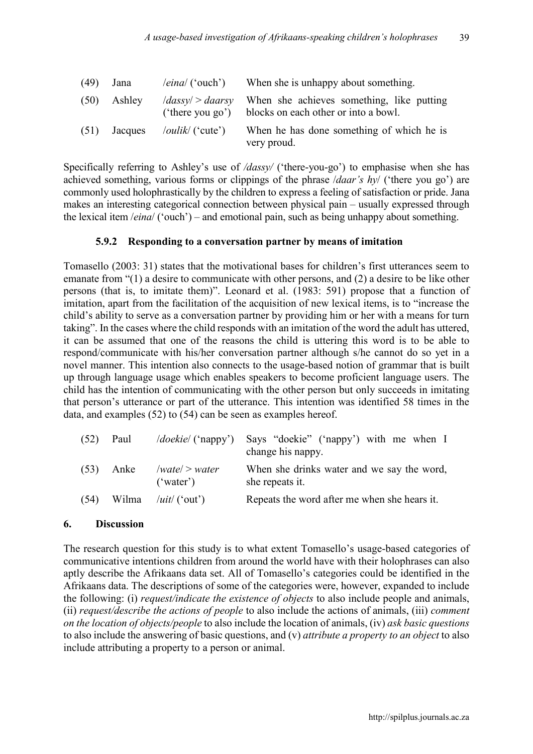| (49) | Jana | /*eina*/ ('ouch') | When she is unhappy about something. |
|---|---|---|---|
| (50) | Ashley | /*dassy*/ > *daarsy* ('there you go') | When she achieves something, like putting blocks on each other or into a bowl. |
| (51) | Jacques | /*oulik*/ ('cute') | When he has done something of which he is very proud. |

Specifically referring to Ashley's use of */dassy/* ('there-you-go') to emphasise when she has achieved something, various forms or clippings of the phrase /*daar's hy*/ ('there you go') are commonly used holophrastically by the children to express a feeling of satisfaction or pride. Jana makes an interesting categorical connection between physical pain – usually expressed through the lexical item /*eina*/ ('ouch') – and emotional pain, such as being unhappy about something.

### 5.9.2 Responding to a conversation partner by means of imitation

Tomasello (2003: 31) states that the motivational bases for children's first utterances seem to emanate from "(1) a desire to communicate with other persons, and (2) a desire to be like other persons (that is, to imitate them)". Leonard et al. (1983: 591) propose that a function of imitation, apart from the facilitation of the acquisition of new lexical items, is to "increase the child's ability to serve as a conversation partner by providing him or her with a means for turn taking". In the cases where the child responds with an imitation of the word the adult has uttered, it can be assumed that one of the reasons the child is uttering this word is to be able to respond/communicate with his/her conversation partner although s/he cannot do so yet in a novel manner. This intention also connects to the usage-based notion of grammar that is built up through language usage which enables speakers to become proficient language users. The child has the intention of communicating with the other person but only succeeds in imitating that person's utterance or part of the utterance. This intention was identified 58 times in the data, and examples (52) to (54) can be seen as examples hereof.

| (52) | Paul | /*doekie*/ ('nappy') | Says "doekie" ('nappy') with me when I change his nappy. |
|---|---|---|---|
| (53) | Anke | /*wate*/ > *water* ('water') | When she drinks water and we say the word, she repeats it. |
| (54) | Wilma | /*uit*/ ('out') | Repeats the word after me when she hears it. |

## 6. Discussion

The research question for this study is to what extent Tomasello's usage-based categories of communicative intentions children from around the world have with their holophrases can also aptly describe the Afrikaans data set. All of Tomasello's categories could be identified in the Afrikaans data. The descriptions of some of the categories were, however, expanded to include the following: (i) *request/indicate the existence of objects* to also include people and animals, (ii) *request/describe the actions of people* to also include the actions of animals, (iii) *comment on the location of objects/people* to also include the location of animals, (iv) *ask basic questions* to also include the answering of basic questions, and (v) *attribute a property to an object* to also include attributing a property to a person or animal.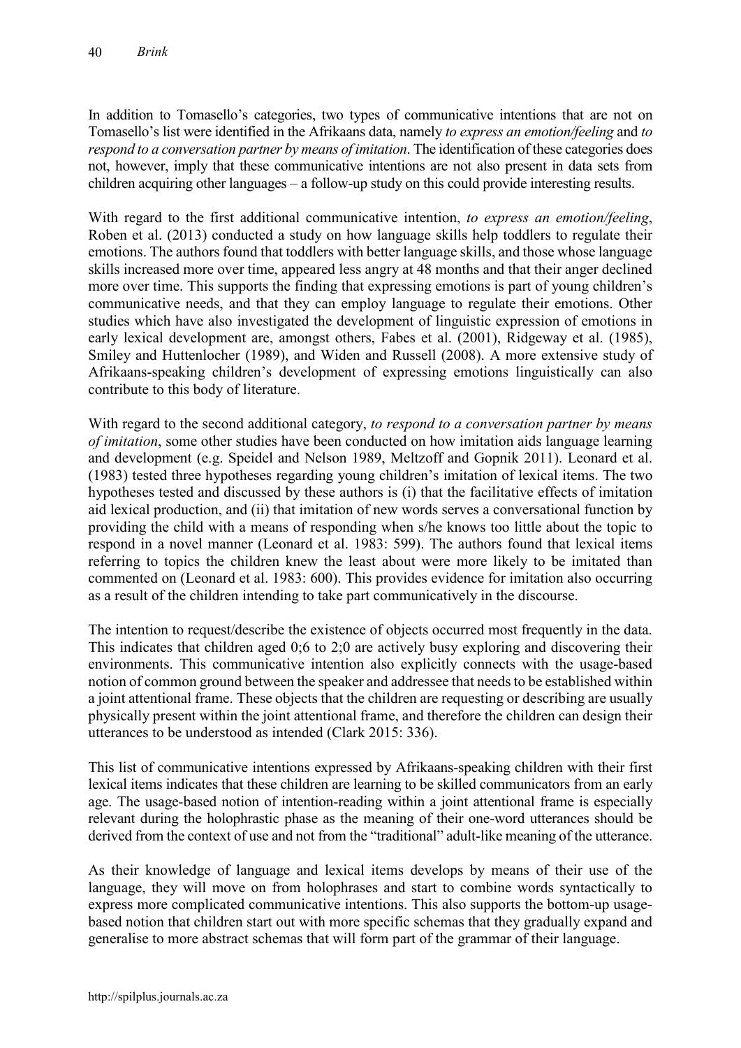In addition to Tomasello's categories, two types of communicative intentions that are not on Tomasello's list were identified in the Afrikaans data, namely *to express an emotion/feeling* and *to respond to a conversation partner by means of imitation*. The identification of these categories does not, however, imply that these communicative intentions are not also present in data sets from children acquiring other languages – a follow-up study on this could provide interesting results.

With regard to the first additional communicative intention, *to express an emotion/feeling*, Roben et al. (2013) conducted a study on how language skills help toddlers to regulate their emotions. The authors found that toddlers with better language skills, and those whose language skills increased more over time, appeared less angry at 48 months and that their anger declined more over time. This supports the finding that expressing emotions is part of young children's communicative needs, and that they can employ language to regulate their emotions. Other studies which have also investigated the development of linguistic expression of emotions in early lexical development are, amongst others, Fabes et al. (2001), Ridgeway et al. (1985), Smiley and Huttenlocher (1989), and Widen and Russell (2008). A more extensive study of Afrikaans-speaking children's development of expressing emotions linguistically can also contribute to this body of literature.

With regard to the second additional category, *to respond to a conversation partner by means of imitation*, some other studies have been conducted on how imitation aids language learning and development (e.g. Speidel and Nelson 1989, Meltzoff and Gopnik 2011). Leonard et al. (1983) tested three hypotheses regarding young children's imitation of lexical items. The two hypotheses tested and discussed by these authors is (i) that the facilitative effects of imitation aid lexical production, and (ii) that imitation of new words serves a conversational function by providing the child with a means of responding when s/he knows too little about the topic to respond in a novel manner (Leonard et al. 1983: 599). The authors found that lexical items referring to topics the children knew the least about were more likely to be imitated than commented on (Leonard et al. 1983: 600). This provides evidence for imitation also occurring as a result of the children intending to take part communicatively in the discourse.

The intention to request/describe the existence of objects occurred most frequently in the data. This indicates that children aged 0;6 to 2;0 are actively busy exploring and discovering their environments. This communicative intention also explicitly connects with the usage-based notion of common ground between the speaker and addressee that needs to be established within a joint attentional frame. These objects that the children are requesting or describing are usually physically present within the joint attentional frame, and therefore the children can design their utterances to be understood as intended (Clark 2015: 336).

This list of communicative intentions expressed by Afrikaans-speaking children with their first lexical items indicates that these children are learning to be skilled communicators from an early age. The usage-based notion of intention-reading within a joint attentional frame is especially relevant during the holophrastic phase as the meaning of their one-word utterances should be derived from the context of use and not from the "traditional" adult-like meaning of the utterance.

As their knowledge of language and lexical items develops by means of their use of the language, they will move on from holophrases and start to combine words syntactically to express more complicated communicative intentions. This also supports the bottom-up usage-based notion that children start out with more specific schemas that they gradually expand and generalise to more abstract schemas that will form part of the grammar of their language.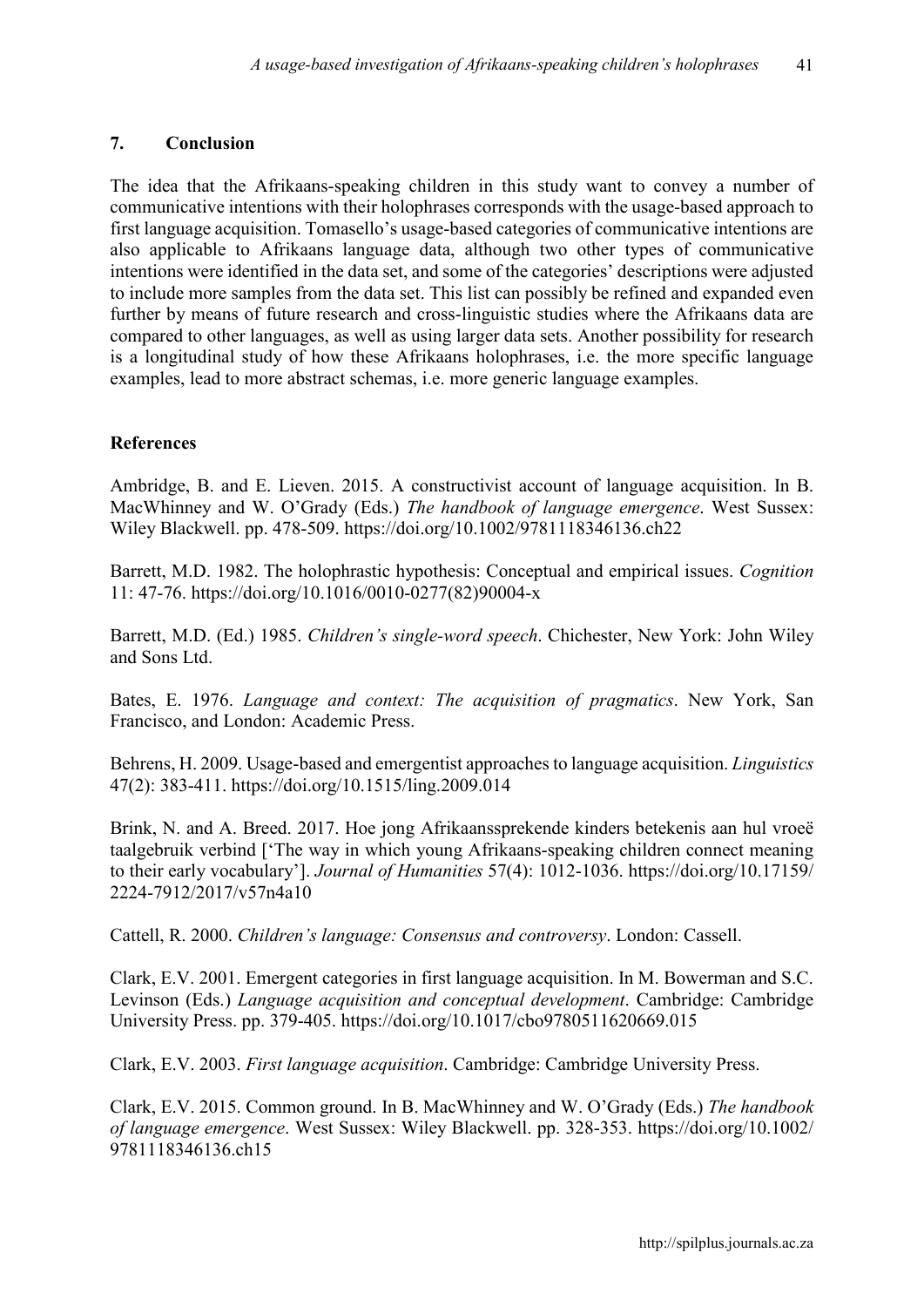## 7. Conclusion

The idea that the Afrikaans-speaking children in this study want to convey a number of communicative intentions with their holophrases corresponds with the usage-based approach to first language acquisition. Tomasello's usage-based categories of communicative intentions are also applicable to Afrikaans language data, although two other types of communicative intentions were identified in the data set, and some of the categories' descriptions were adjusted to include more samples from the data set. This list can possibly be refined and expanded even further by means of future research and cross-linguistic studies where the Afrikaans data are compared to other languages, as well as using larger data sets. Another possibility for research is a longitudinal study of how these Afrikaans holophrases, i.e. the more specific language examples, lead to more abstract schemas, i.e. more generic language examples.

## References

Ambridge, B. and E. Lieven. 2015. A constructivist account of language acquisition. In B. MacWhinney and W. O'Grady (Eds.) *The handbook of language emergence*. West Sussex: Wiley Blackwell. pp. 478-509. https://doi.org/10.1002/9781118346136.ch22

Barrett, M.D. 1982. The holophrastic hypothesis: Conceptual and empirical issues. *Cognition* 11: 47-76. https://doi.org/10.1016/0010-0277(82)90004-x

Barrett, M.D. (Ed.) 1985. *Children's single-word speech*. Chichester, New York: John Wiley and Sons Ltd.

Bates, E. 1976. *Language and context: The acquisition of pragmatics*. New York, San Francisco, and London: Academic Press.

Behrens, H. 2009. Usage-based and emergentist approaches to language acquisition. *Linguistics* 47(2): 383-411. https://doi.org/10.1515/ling.2009.014

Brink, N. and A. Breed. 2017. Hoe jong Afrikaanssprekende kinders betekenis aan hul vroeë taalgebruik verbind ['The way in which young Afrikaans-speaking children connect meaning to their early vocabulary']. *Journal of Humanities* 57(4): 1012-1036. https://doi.org/10.17159/2224-7912/2017/v57n4a10

Cattell, R. 2000. *Children's language: Consensus and controversy*. London: Cassell.

Clark, E.V. 2001. Emergent categories in first language acquisition. In M. Bowerman and S.C. Levinson (Eds.) *Language acquisition and conceptual development*. Cambridge: Cambridge University Press. pp. 379-405. https://doi.org/10.1017/cbo9780511620669.015

Clark, E.V. 2003. *First language acquisition*. Cambridge: Cambridge University Press.

Clark, E.V. 2015. Common ground. In B. MacWhinney and W. O'Grady (Eds.) *The handbook of language emergence*. West Sussex: Wiley Blackwell. pp. 328-353. https://doi.org/10.1002/9781118346136.ch15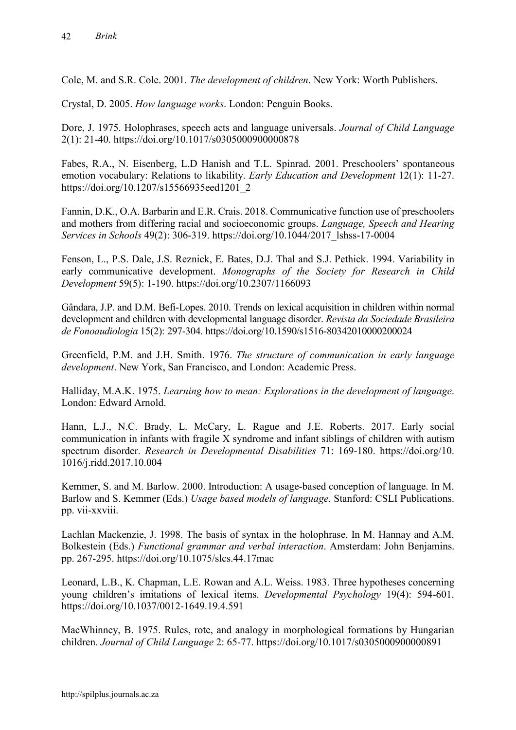Cole, M. and S.R. Cole. 2001. *The development of children*. New York: Worth Publishers.

Crystal, D. 2005. *How language works*. London: Penguin Books.

Dore, J. 1975. Holophrases, speech acts and language universals. *Journal of Child Language* 2(1): 21-40. https://doi.org/10.1017/s0305000900000878

Fabes, R.A., N. Eisenberg, L.D Hanish and T.L. Spinrad. 2001. Preschoolers' spontaneous emotion vocabulary: Relations to likability. *Early Education and Development* 12(1): 11-27. https://doi.org/10.1207/s15566935eed1201_2

Fannin, D.K., O.A. Barbarin and E.R. Crais. 2018. Communicative function use of preschoolers and mothers from differing racial and socioeconomic groups. *Language, Speech and Hearing Services in Schools* 49(2): 306-319. https://doi.org/10.1044/2017_lshss-17-0004

Fenson, L., P.S. Dale, J.S. Reznick, E. Bates, D.J. Thal and S.J. Pethick. 1994. Variability in early communicative development. *Monographs of the Society for Research in Child Development* 59(5): 1-190. https://doi.org/10.2307/1166093

Gândara, J.P. and D.M. Befi-Lopes. 2010. Trends on lexical acquisition in children within normal development and children with developmental language disorder. *Revista da Sociedade Brasileira de Fonoaudiologia* 15(2): 297-304. https://doi.org/10.1590/s1516-80342010000200024

Greenfield, P.M. and J.H. Smith. 1976. *The structure of communication in early language development*. New York, San Francisco, and London: Academic Press.

Halliday, M.A.K. 1975. *Learning how to mean: Explorations in the development of language*. London: Edward Arnold.

Hann, L.J., N.C. Brady, L. McCary, L. Rague and J.E. Roberts. 2017. Early social communication in infants with fragile X syndrome and infant siblings of children with autism spectrum disorder. *Research in Developmental Disabilities* 71: 169-180. https://doi.org/10.1016/j.ridd.2017.10.004

Kemmer, S. and M. Barlow. 2000. Introduction: A usage-based conception of language. In M. Barlow and S. Kemmer (Eds.) *Usage based models of language*. Stanford: CSLI Publications. pp. vii-xxviii.

Lachlan Mackenzie, J. 1998. The basis of syntax in the holophrase. In M. Hannay and A.M. Bolkestein (Eds.) *Functional grammar and verbal interaction*. Amsterdam: John Benjamins. pp. 267-295. https://doi.org/10.1075/slcs.44.17mac

Leonard, L.B., K. Chapman, L.E. Rowan and A.L. Weiss. 1983. Three hypotheses concerning young children's imitations of lexical items. *Developmental Psychology* 19(4): 594-601. https://doi.org/10.1037/0012-1649.19.4.591

MacWhinney, B. 1975. Rules, rote, and analogy in morphological formations by Hungarian children. *Journal of Child Language* 2: 65-77. https://doi.org/10.1017/s0305000900000891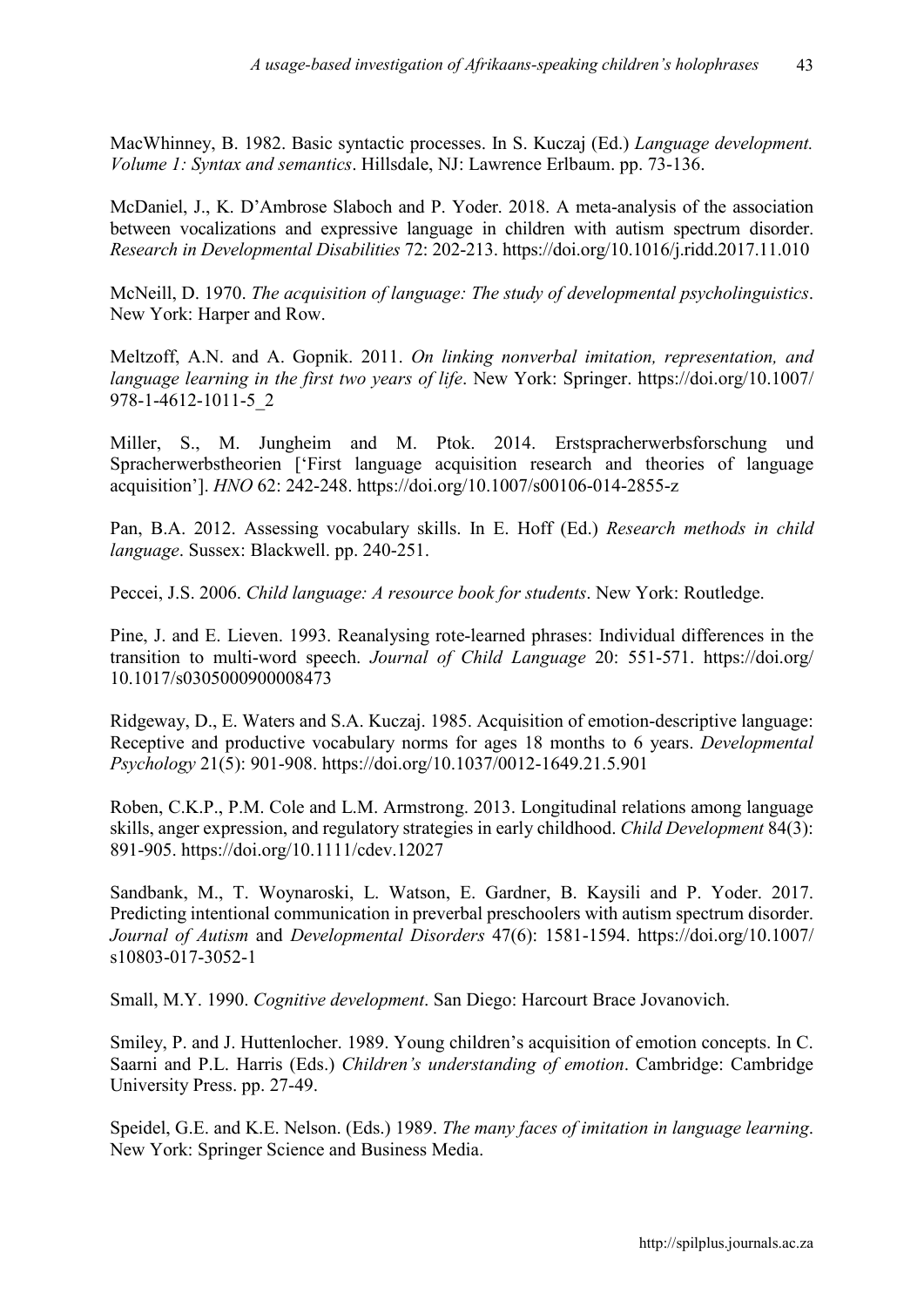MacWhinney, B. 1982. Basic syntactic processes. In S. Kuczaj (Ed.) *Language development. Volume 1: Syntax and semantics*. Hillsdale, NJ: Lawrence Erlbaum. pp. 73-136.

McDaniel, J., K. D'Ambrose Slaboch and P. Yoder. 2018. A meta-analysis of the association between vocalizations and expressive language in children with autism spectrum disorder. *Research in Developmental Disabilities* 72: 202-213. https://doi.org/10.1016/j.ridd.2017.11.010

McNeill, D. 1970. *The acquisition of language: The study of developmental psycholinguistics*. New York: Harper and Row.

Meltzoff, A.N. and A. Gopnik. 2011. *On linking nonverbal imitation, representation, and language learning in the first two years of life*. New York: Springer. https://doi.org/10.1007/978-1-4612-1011-5_2

Miller, S., M. Jungheim and M. Ptok. 2014. Erstspracherwerbsforschung und Spracherwerbstheorien ['First language acquisition research and theories of language acquisition']. *HNO* 62: 242-248. https://doi.org/10.1007/s00106-014-2855-z

Pan, B.A. 2012. Assessing vocabulary skills. In E. Hoff (Ed.) *Research methods in child language*. Sussex: Blackwell. pp. 240-251.

Peccei, J.S. 2006. *Child language: A resource book for students*. New York: Routledge.

Pine, J. and E. Lieven. 1993. Reanalysing rote-learned phrases: Individual differences in the transition to multi-word speech. *Journal of Child Language* 20: 551-571. https://doi.org/10.1017/s0305000900008473

Ridgeway, D., E. Waters and S.A. Kuczaj. 1985. Acquisition of emotion-descriptive language: Receptive and productive vocabulary norms for ages 18 months to 6 years. *Developmental Psychology* 21(5): 901-908. https://doi.org/10.1037/0012-1649.21.5.901

Roben, C.K.P., P.M. Cole and L.M. Armstrong. 2013. Longitudinal relations among language skills, anger expression, and regulatory strategies in early childhood. *Child Development* 84(3): 891-905. https://doi.org/10.1111/cdev.12027

Sandbank, M., T. Woynaroski, L. Watson, E. Gardner, B. Kaysili and P. Yoder. 2017. Predicting intentional communication in preverbal preschoolers with autism spectrum disorder. *Journal of Autism* and *Developmental Disorders* 47(6): 1581-1594. https://doi.org/10.1007/s10803-017-3052-1

Small, M.Y. 1990. *Cognitive development*. San Diego: Harcourt Brace Jovanovich.

Smiley, P. and J. Huttenlocher. 1989. Young children's acquisition of emotion concepts. In C. Saarni and P.L. Harris (Eds.) *Children's understanding of emotion*. Cambridge: Cambridge University Press. pp. 27-49.

Speidel, G.E. and K.E. Nelson. (Eds.) 1989. *The many faces of imitation in language learning*. New York: Springer Science and Business Media.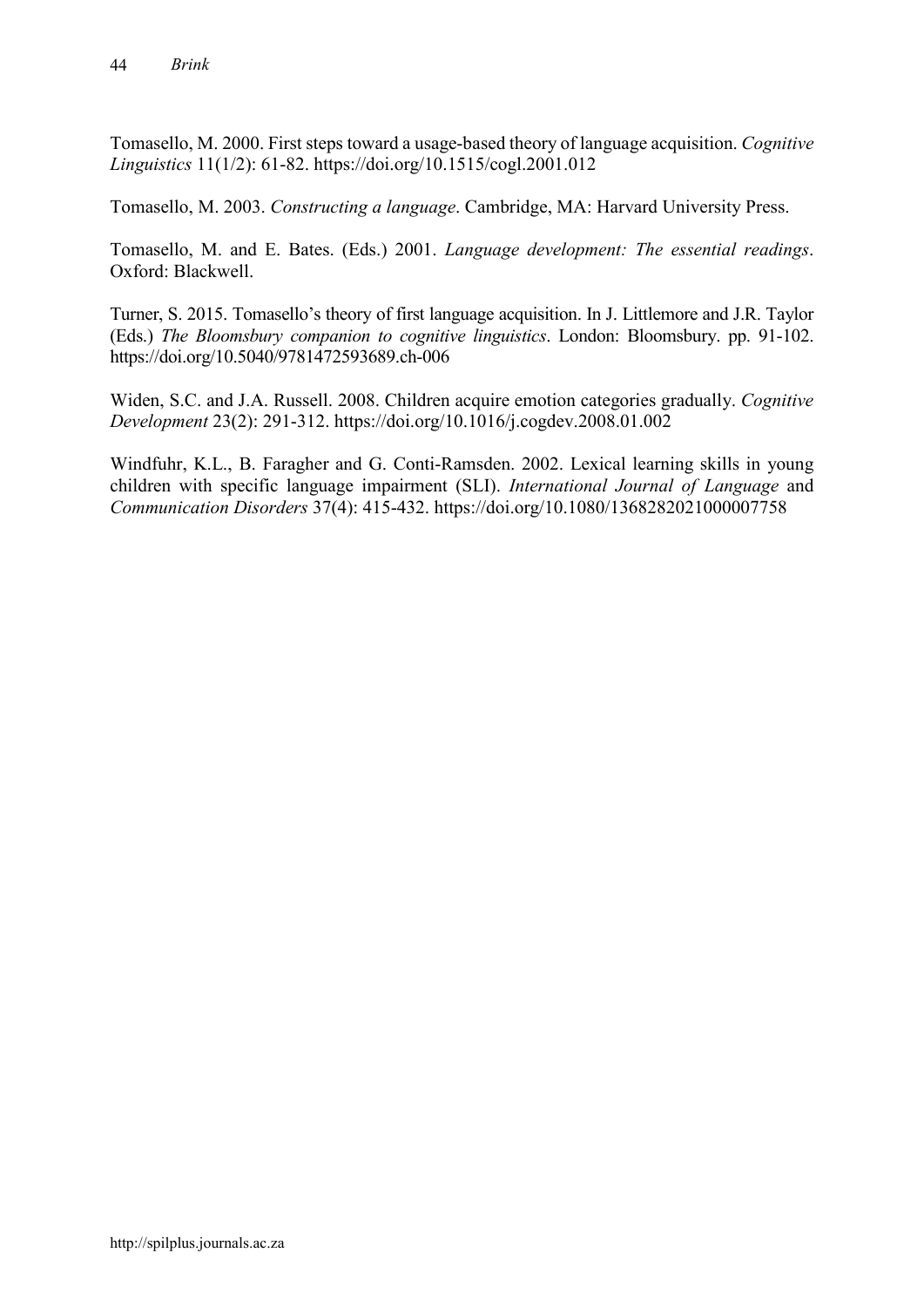Tomasello, M. 2000. First steps toward a usage-based theory of language acquisition. *Cognitive Linguistics* 11(1/2): 61-82. https://doi.org/10.1515/cogl.2001.012

Tomasello, M. 2003. *Constructing a language*. Cambridge, MA: Harvard University Press.

Tomasello, M. and E. Bates. (Eds.) 2001. *Language development: The essential readings*. Oxford: Blackwell.

Turner, S. 2015. Tomasello's theory of first language acquisition. In J. Littlemore and J.R. Taylor (Eds.) *The Bloomsbury companion to cognitive linguistics*. London: Bloomsbury. pp. 91-102. https://doi.org/10.5040/9781472593689.ch-006

Widen, S.C. and J.A. Russell. 2008. Children acquire emotion categories gradually. *Cognitive Development* 23(2): 291-312. https://doi.org/10.1016/j.cogdev.2008.01.002

Windfuhr, K.L., B. Faragher and G. Conti-Ramsden. 2002. Lexical learning skills in young children with specific language impairment (SLI). *International Journal of Language* and *Communication Disorders* 37(4): 415-432. https://doi.org/10.1080/1368282021000007758